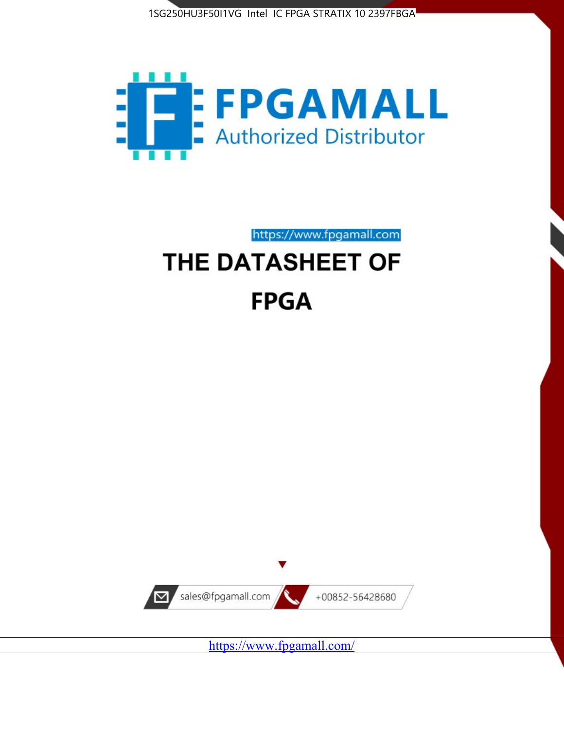1SG250HU3F50I1VG Intel IC FPGA STRATIX 10 2397FBGA

FPGAMALL

Authorized Distributor

https://www.fpgamall.com

# THE DATASHEET OF

# FPGA

sales@fpgamall.com

+00852-56428680

https://www.fpgamall.com/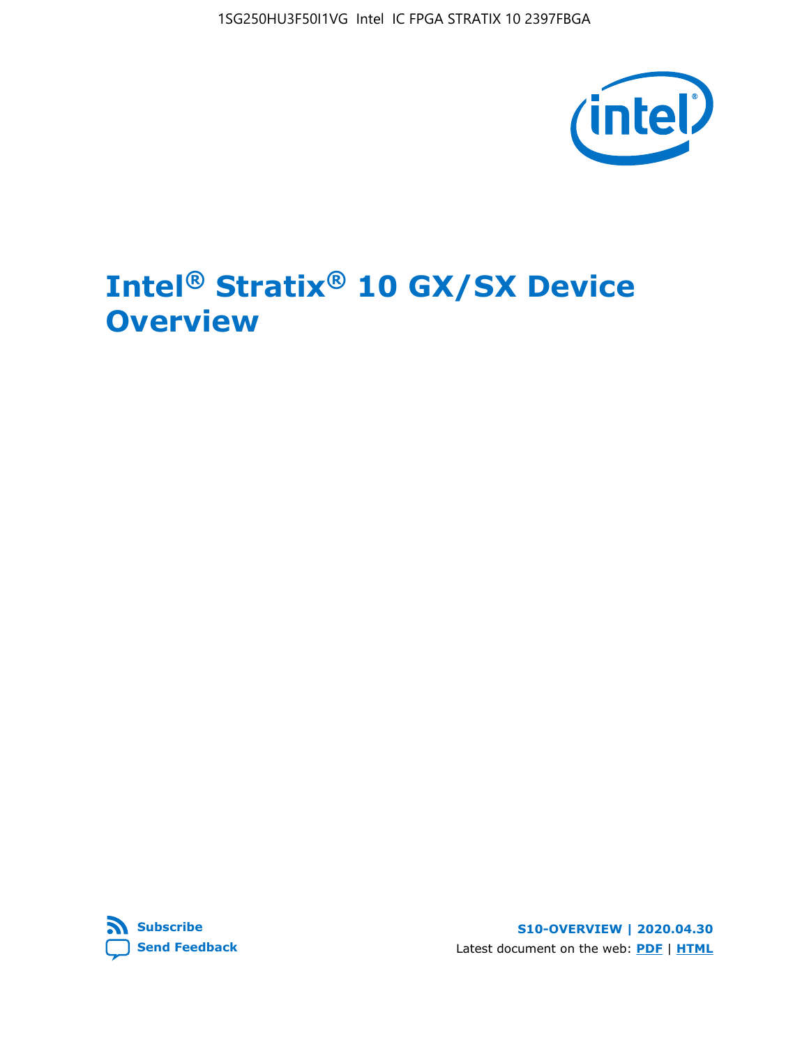# Intel® Stratix® 10 GX/SX Device Overview

Subscribe

Send Feedback

S10-OVERVIEW | 2020.04.30

Latest document on the web: PDF | HTML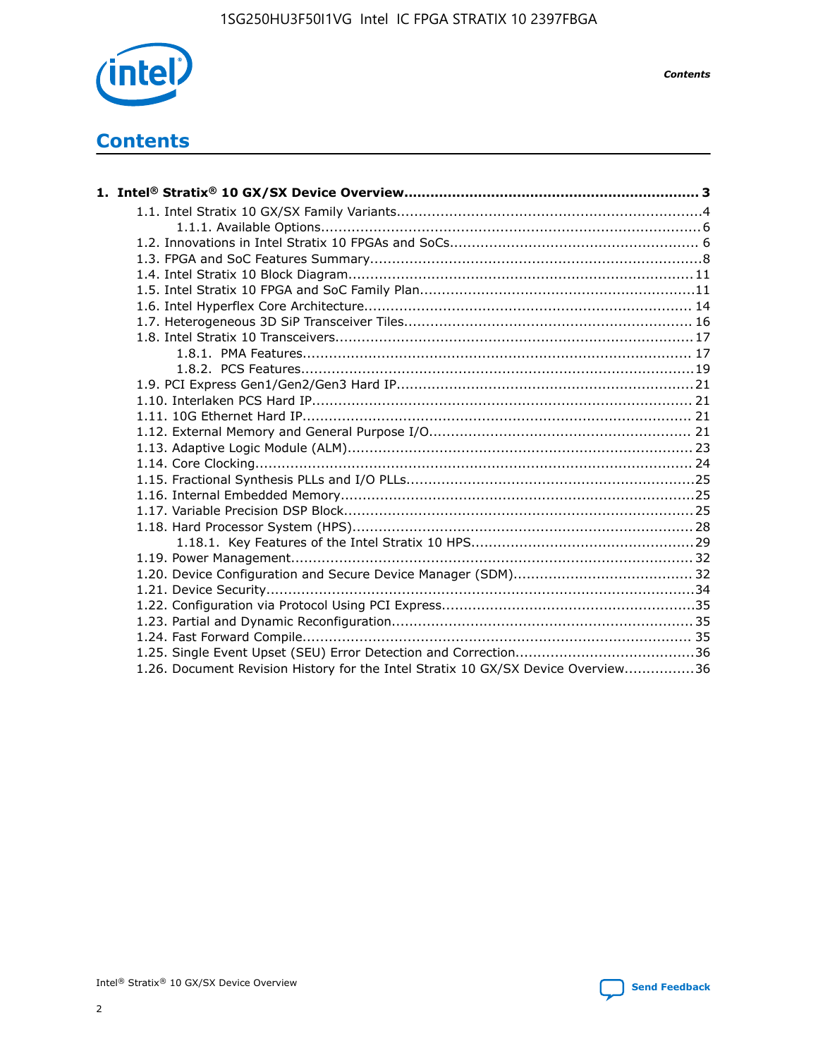# Contents

**1. Intel® Stratix® 10 GX/SX Device Overview................................................................... 3**

- 1.1. Intel Stratix 10 GX/SX Family Variants.....................................................................4
  - 1.1.1. Available Options......................................................................................6
- 1.2. Innovations in Intel Stratix 10 FPGAs and SoCs........................................................ 6
- 1.3. FPGA and SoC Features Summary...........................................................................8
- 1.4. Intel Stratix 10 Block Diagram.............................................................................. 11
- 1.5. Intel Stratix 10 FPGA and SoC Family Plan..............................................................11
- 1.6. Intel Hyperflex Core Architecture.......................................................................... 14
- 1.7. Heterogeneous 3D SiP Transceiver Tiles................................................................ 16
- 1.8. Intel Stratix 10 Transceivers................................................................................ 17
  - 1.8.1. PMA Features........................................................................................ 17
  - 1.8.2. PCS Features.........................................................................................19
- 1.9. PCI Express Gen1/Gen2/Gen3 Hard IP...................................................................21
- 1.10. Interlaken PCS Hard IP...................................................................................... 21
- 1.11. 10G Ethernet Hard IP........................................................................................ 21
- 1.12. External Memory and General Purpose I/O........................................................... 21
- 1.13. Adaptive Logic Module (ALM).............................................................................. 23
- 1.14. Core Clocking................................................................................................... 24
- 1.15. Fractional Synthesis PLLs and I/O PLLs.................................................................25
- 1.16. Internal Embedded Memory................................................................................25
- 1.17. Variable Precision DSP Block...............................................................................25
- 1.18. Hard Processor System (HPS).............................................................................28
  - 1.18.1. Key Features of the Intel Stratix 10 HPS..................................................29
- 1.19. Power Management.......................................................................................... 32
- 1.20. Device Configuration and Secure Device Manager (SDM)........................................ 32
- 1.21. Device Security.................................................................................................34
- 1.22. Configuration via Protocol Using PCI Express.........................................................35
- 1.23. Partial and Dynamic Reconfiguration.................................................................... 35
- 1.24. Fast Forward Compile........................................................................................ 35
- 1.25. Single Event Upset (SEU) Error Detection and Correction........................................36
- 1.26. Document Revision History for the Intel Stratix 10 GX/SX Device Overview................36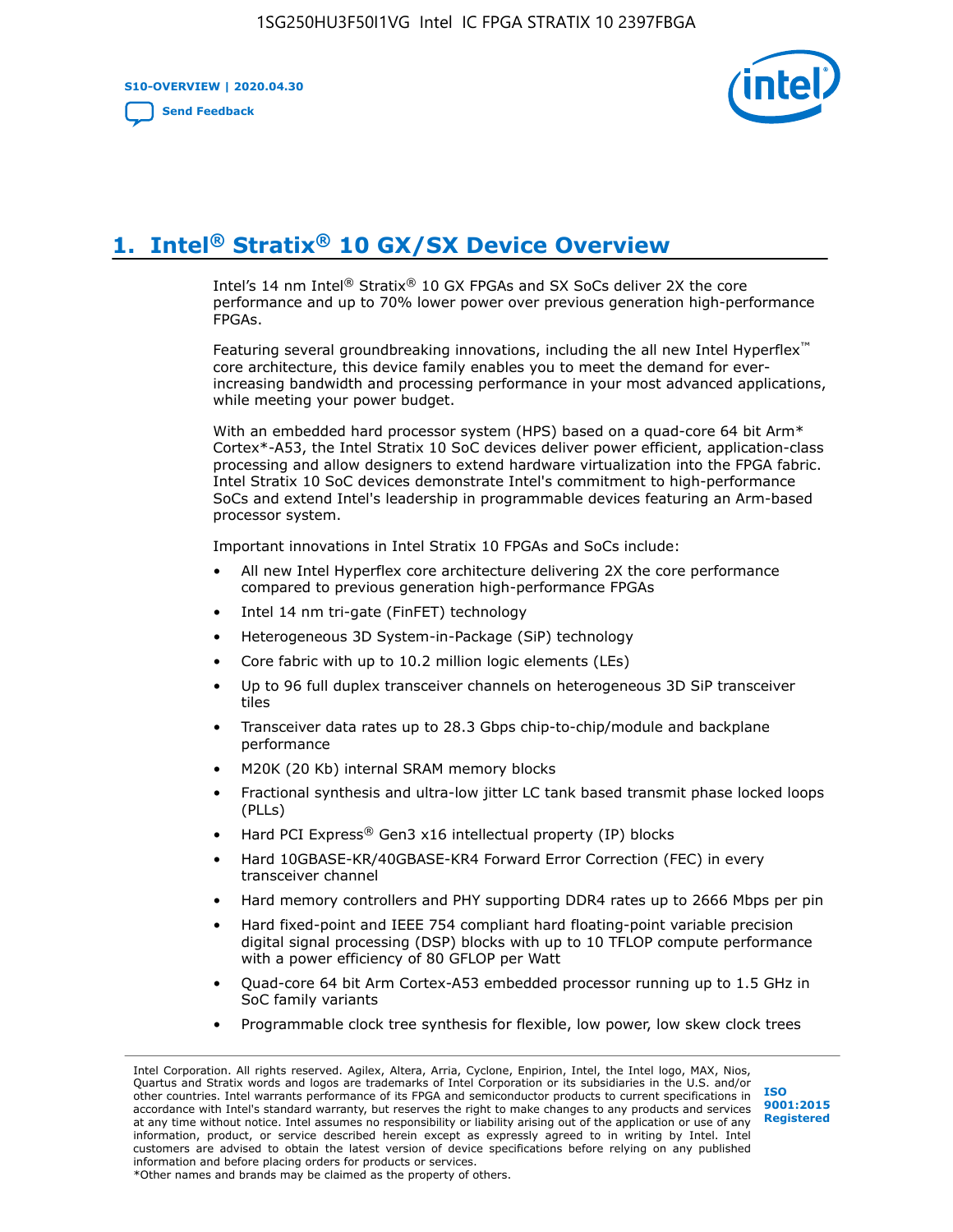# 1. Intel® Stratix® 10 GX/SX Device Overview

Intel's 14 nm Intel® Stratix® 10 GX FPGAs and SX SoCs deliver 2X the core performance and up to 70% lower power over previous generation high-performance FPGAs.

Featuring several groundbreaking innovations, including the all new Intel Hyperflex™ core architecture, this device family enables you to meet the demand for ever-increasing bandwidth and processing performance in your most advanced applications, while meeting your power budget.

With an embedded hard processor system (HPS) based on a quad-core 64 bit Arm* Cortex*-A53, the Intel Stratix 10 SoC devices deliver power efficient, application-class processing and allow designers to extend hardware virtualization into the FPGA fabric. Intel Stratix 10 SoC devices demonstrate Intel's commitment to high-performance SoCs and extend Intel's leadership in programmable devices featuring an Arm-based processor system.

Important innovations in Intel Stratix 10 FPGAs and SoCs include:

- All new Intel Hyperflex core architecture delivering 2X the core performance compared to previous generation high-performance FPGAs
- Intel 14 nm tri-gate (FinFET) technology
- Heterogeneous 3D System-in-Package (SiP) technology
- Core fabric with up to 10.2 million logic elements (LEs)
- Up to 96 full duplex transceiver channels on heterogeneous 3D SiP transceiver tiles
- Transceiver data rates up to 28.3 Gbps chip-to-chip/module and backplane performance
- M20K (20 Kb) internal SRAM memory blocks
- Fractional synthesis and ultra-low jitter LC tank based transmit phase locked loops (PLLs)
- Hard PCI Express® Gen3 x16 intellectual property (IP) blocks
- Hard 10GBASE-KR/40GBASE-KR4 Forward Error Correction (FEC) in every transceiver channel
- Hard memory controllers and PHY supporting DDR4 rates up to 2666 Mbps per pin
- Hard fixed-point and IEEE 754 compliant hard floating-point variable precision digital signal processing (DSP) blocks with up to 10 TFLOP compute performance with a power efficiency of 80 GFLOP per Watt
- Quad-core 64 bit Arm Cortex-A53 embedded processor running up to 1.5 GHz in SoC family variants
- Programmable clock tree synthesis for flexible, low power, low skew clock trees

Intel Corporation. All rights reserved. Agilex, Altera, Arria, Cyclone, Enpirion, Intel, the Intel logo, MAX, Nios, Quartus and Stratix words and logos are trademarks of Intel Corporation or its subsidiaries in the U.S. and/or other countries. Intel warrants performance of its FPGA and semiconductor products to current specifications in accordance with Intel's standard warranty, but reserves the right to make changes to any products and services at any time without notice. Intel assumes no responsibility or liability arising out of the application or use of any information, product, or service described herein except as expressly agreed to in writing by Intel. Intel customers are advised to obtain the latest version of device specifications before relying on any published information and before placing orders for products or services.
*Other names and brands may be claimed as the property of others.

ISO 9001:2015 Registered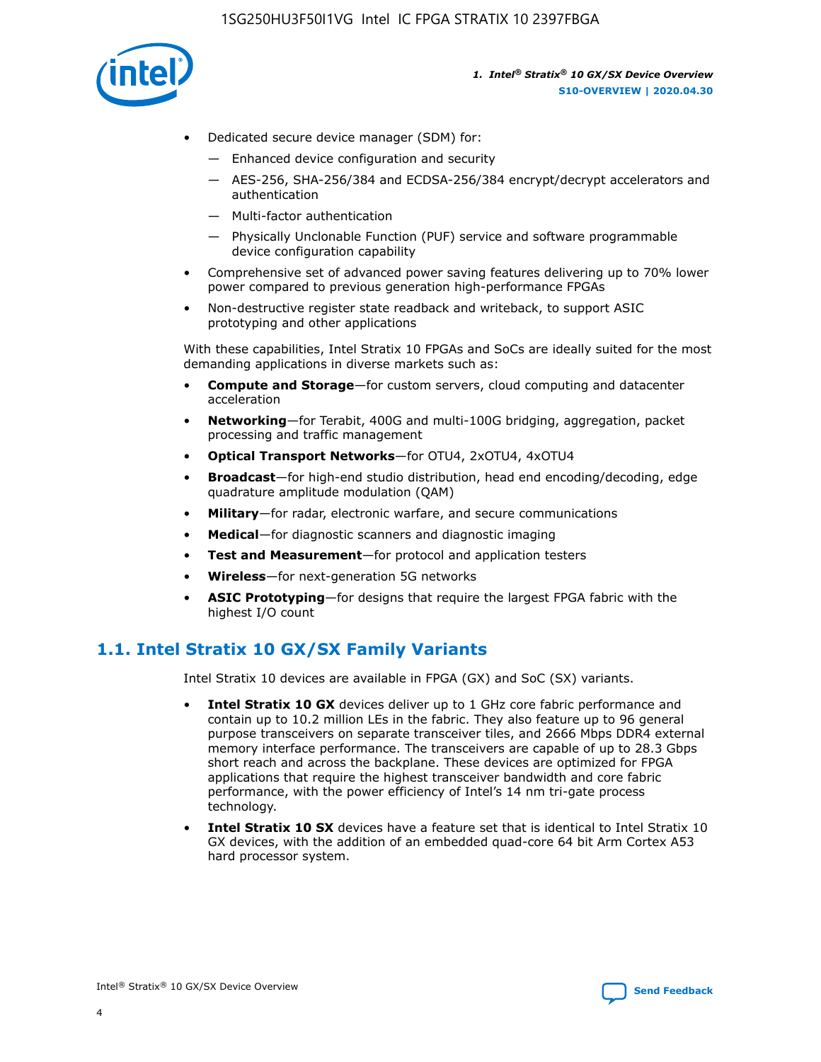- Dedicated secure device manager (SDM) for:
  - — Enhanced device configuration and security
  - — AES-256, SHA-256/384 and ECDSA-256/384 encrypt/decrypt accelerators and authentication
  - — Multi-factor authentication
  - — Physically Unclonable Function (PUF) service and software programmable device configuration capability
- Comprehensive set of advanced power saving features delivering up to 70% lower power compared to previous generation high-performance FPGAs
- Non-destructive register state readback and writeback, to support ASIC prototyping and other applications

With these capabilities, Intel Stratix 10 FPGAs and SoCs are ideally suited for the most demanding applications in diverse markets such as:

- **Compute and Storage**—for custom servers, cloud computing and datacenter acceleration
- **Networking**—for Terabit, 400G and multi-100G bridging, aggregation, packet processing and traffic management
- **Optical Transport Networks**—for OTU4, 2xOTU4, 4xOTU4
- **Broadcast**—for high-end studio distribution, head end encoding/decoding, edge quadrature amplitude modulation (QAM)
- **Military**—for radar, electronic warfare, and secure communications
- **Medical**—for diagnostic scanners and diagnostic imaging
- **Test and Measurement**—for protocol and application testers
- **Wireless**—for next-generation 5G networks
- **ASIC Prototyping**—for designs that require the largest FPGA fabric with the highest I/O count

## 1.1. Intel Stratix 10 GX/SX Family Variants

Intel Stratix 10 devices are available in FPGA (GX) and SoC (SX) variants.

- **Intel Stratix 10 GX** devices deliver up to 1 GHz core fabric performance and contain up to 10.2 million LEs in the fabric. They also feature up to 96 general purpose transceivers on separate transceiver tiles, and 2666 Mbps DDR4 external memory interface performance. The transceivers are capable of up to 28.3 Gbps short reach and across the backplane. These devices are optimized for FPGA applications that require the highest transceiver bandwidth and core fabric performance, with the power efficiency of Intel's 14 nm tri-gate process technology.
- **Intel Stratix 10 SX** devices have a feature set that is identical to Intel Stratix 10 GX devices, with the addition of an embedded quad-core 64 bit Arm Cortex A53 hard processor system.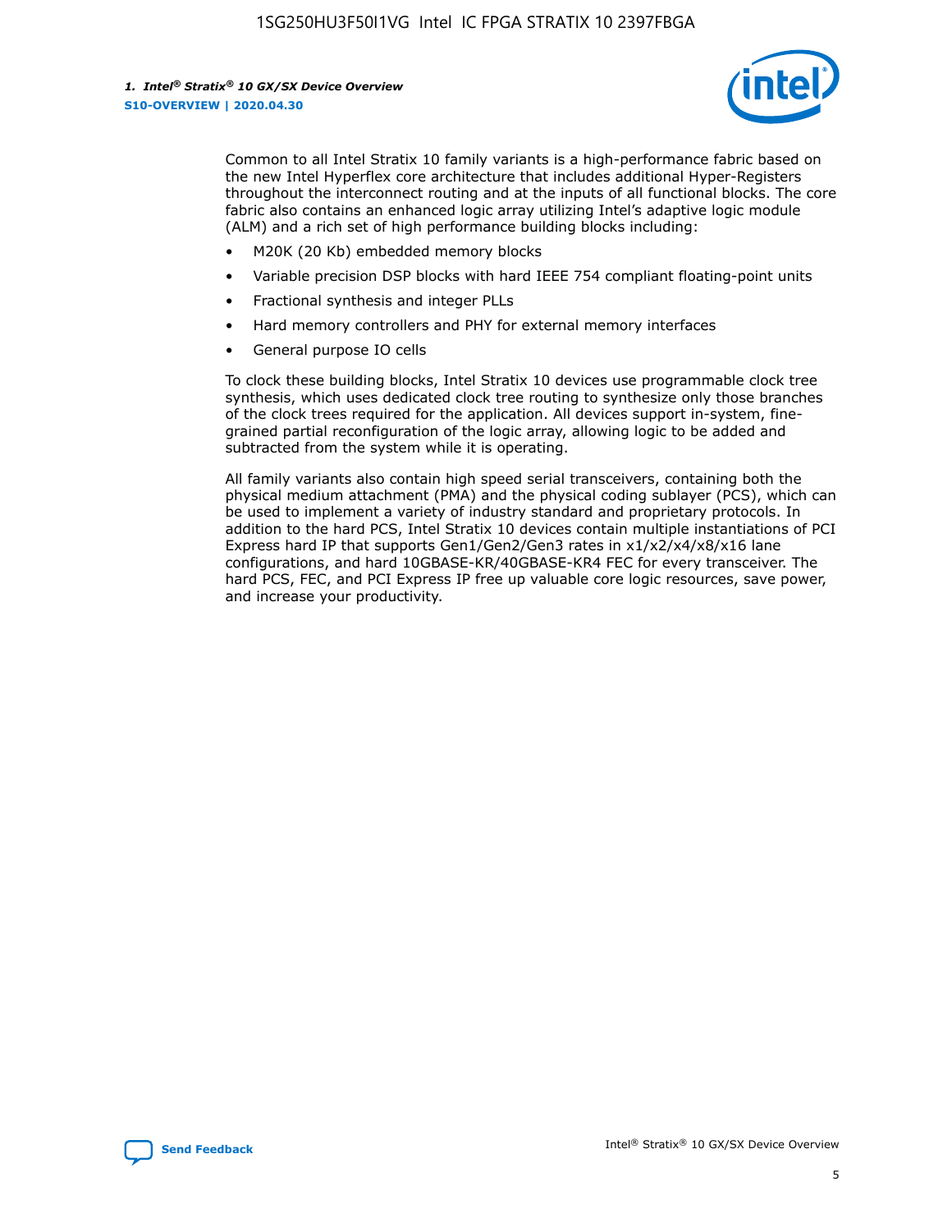Common to all Intel Stratix 10 family variants is a high-performance fabric based on the new Intel Hyperflex core architecture that includes additional Hyper-Registers throughout the interconnect routing and at the inputs of all functional blocks. The core fabric also contains an enhanced logic array utilizing Intel's adaptive logic module (ALM) and a rich set of high performance building blocks including:

- M20K (20 Kb) embedded memory blocks
- Variable precision DSP blocks with hard IEEE 754 compliant floating-point units
- Fractional synthesis and integer PLLs
- Hard memory controllers and PHY for external memory interfaces
- General purpose IO cells

To clock these building blocks, Intel Stratix 10 devices use programmable clock tree synthesis, which uses dedicated clock tree routing to synthesize only those branches of the clock trees required for the application. All devices support in-system, fine-grained partial reconfiguration of the logic array, allowing logic to be added and subtracted from the system while it is operating.

All family variants also contain high speed serial transceivers, containing both the physical medium attachment (PMA) and the physical coding sublayer (PCS), which can be used to implement a variety of industry standard and proprietary protocols. In addition to the hard PCS, Intel Stratix 10 devices contain multiple instantiations of PCI Express hard IP that supports Gen1/Gen2/Gen3 rates in x1/x2/x4/x8/x16 lane configurations, and hard 10GBASE-KR/40GBASE-KR4 FEC for every transceiver. The hard PCS, FEC, and PCI Express IP free up valuable core logic resources, save power, and increase your productivity.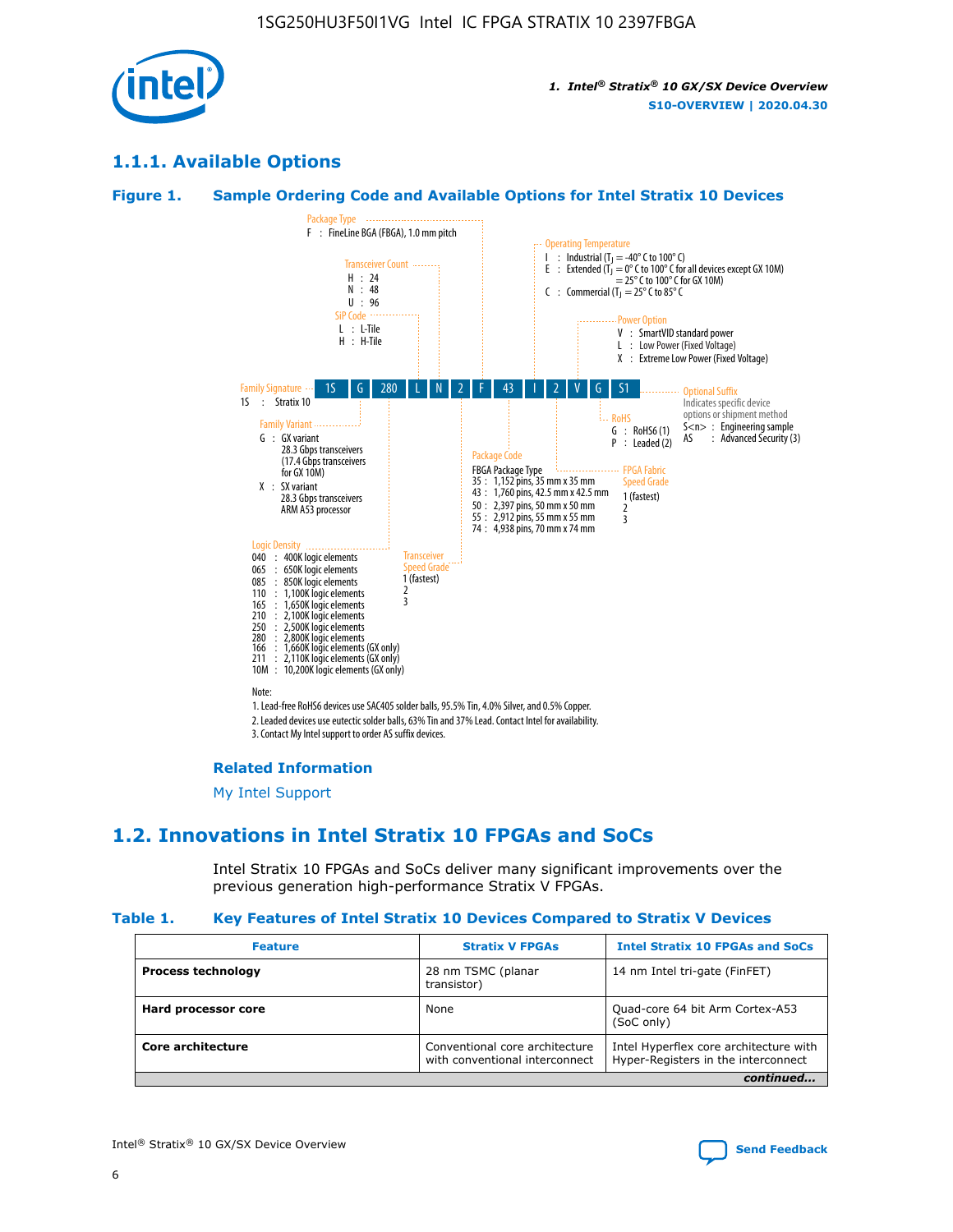## 1.1.1. Available Options

### Figure 1. Sample Ordering Code and Available Options for Intel Stratix 10 Devices

1S G 280 L N 2 F 43 I 2 V G S1

**Family Signature**
1S : Stratix 10

**Family Variant**
G : GX variant
28.3 Gbps transceivers
(17.4 Gbps transceivers for GX 10M)
X : SX variant
28.3 Gbps transceivers
ARM A53 processor

**Logic Density**
040 : 400K logic elements
065 : 650K logic elements
085 : 850K logic elements
110 : 1,100K logic elements
165 : 1,650K logic elements
210 : 2,100K logic elements
250 : 2,500K logic elements
280 : 2,800K logic elements
166 : 1,660K logic elements (GX only)
211 : 2,110K logic elements (GX only)
10M : 10,200K logic elements (GX only)

**SiP Code**
L : L-Tile
H : H-Tile

**Transceiver Count**
H : 24
N : 48
U : 96

**Transceiver Speed Grade**
1 (fastest)
2
3

**Package Type**
F : FineLine BGA (FBGA), 1.0 mm pitch

**Package Code**
FBGA Package Type
35 : 1,152 pins, 35 mm x 35 mm
43 : 1,760 pins, 42.5 mm x 42.5 mm
50 : 2,397 pins, 50 mm x 50 mm
55 : 2,912 pins, 55 mm x 55 mm
74 : 4,938 pins, 70 mm x 74 mm

**Operating Temperature**
I : Industrial ($T_J$ = -40° C to 100° C)
E : Extended ($T_J$ = 0° C to 100° C for all devices except GX 10M) = 25° C to 100° C for GX 10M)
C : Commercial ($T_J$ = 25° C to 85° C

**FPGA Fabric Speed Grade**
1 (fastest)
2
3

**Power Option**
V : SmartVID standard power
L : Low Power (Fixed Voltage)
X : Extreme Low Power (Fixed Voltage)

**RoHS**
G : RoHS6 (1)
P : Leaded (2)

**Optional Suffix**
Indicates specific device options or shipment method
S<n> : Engineering sample
AS : Advanced Security (3)

Note:
1. Lead-free RoHS6 devices use SAC405 solder balls, 95.5% Tin, 4.0% Silver, and 0.5% Copper.
2. Leaded devices use eutectic solder balls, 63% Tin and 37% Lead. Contact Intel for availability.
3. Contact My Intel support to order AS suffix devices.

**Related Information**

My Intel Support

## 1.2. Innovations in Intel Stratix 10 FPGAs and SoCs

Intel Stratix 10 FPGAs and SoCs deliver many significant improvements over the previous generation high-performance Stratix V FPGAs.

### Table 1. Key Features of Intel Stratix 10 Devices Compared to Stratix V Devices

| Feature | Stratix V FPGAs | Intel Stratix 10 FPGAs and SoCs |
|---|---|---|
| **Process technology** | 28 nm TSMC (planar transistor) | 14 nm Intel tri-gate (FinFET) |
| **Hard processor core** | None | Quad-core 64 bit Arm Cortex-A53 (SoC only) |
| **Core architecture** | Conventional core architecture with conventional interconnect | Intel Hyperflex core architecture with Hyper-Registers in the interconnect |

*continued...*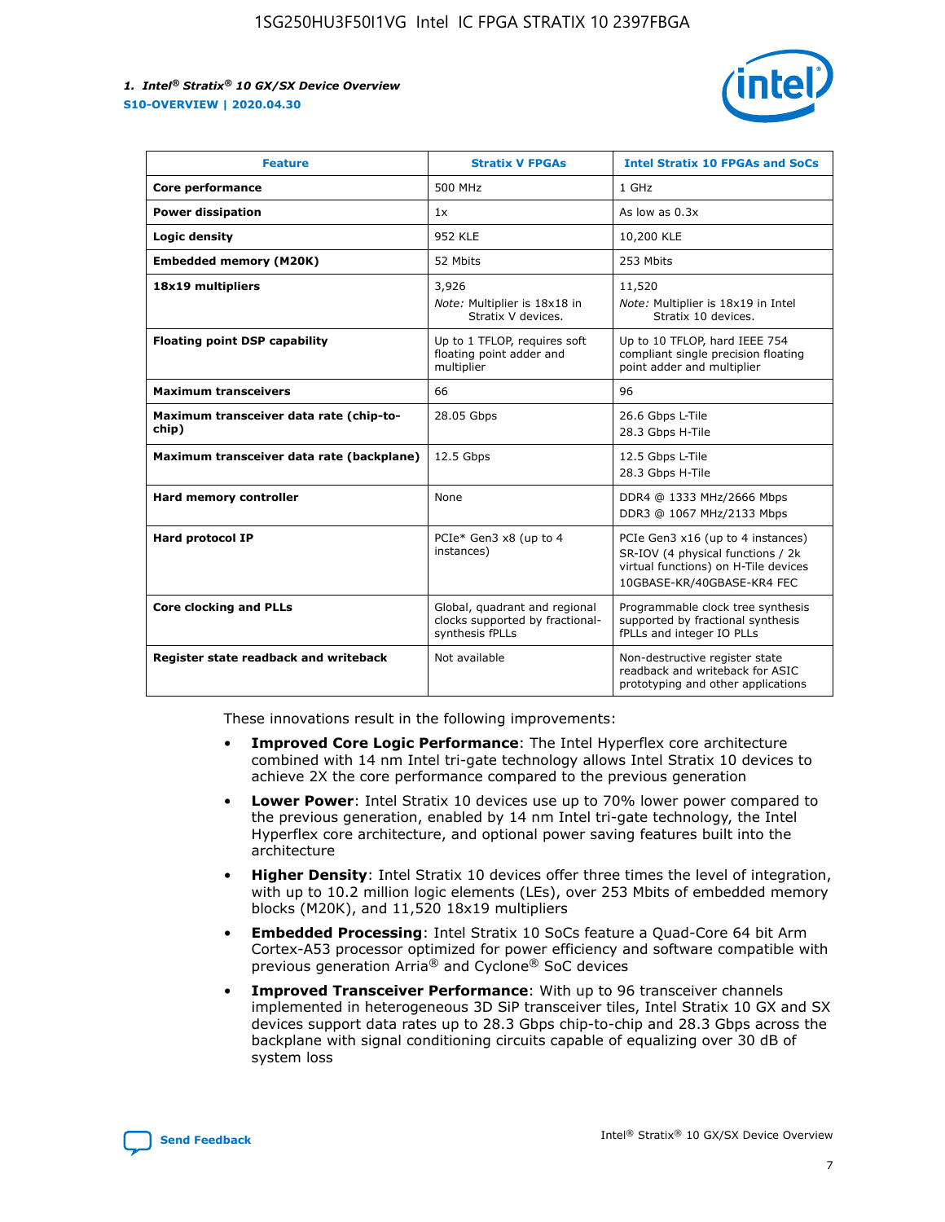| Feature | Stratix V FPGAs | Intel Stratix 10 FPGAs and SoCs |
|---|---|---|
| **Core performance** | 500 MHz | 1 GHz |
| **Power dissipation** | 1x | As low as 0.3x |
| **Logic density** | 952 KLE | 10,200 KLE |
| **Embedded memory (M20K)** | 52 Mbits | 253 Mbits |
| **18x19 multipliers** | 3,926<br>*Note:* Multiplier is 18x18 in Stratix V devices. | 11,520<br>*Note:* Multiplier is 18x19 in Intel Stratix 10 devices. |
| **Floating point DSP capability** | Up to 1 TFLOP, requires soft floating point adder and multiplier | Up to 10 TFLOP, hard IEEE 754 compliant single precision floating point adder and multiplier |
| **Maximum transceivers** | 66 | 96 |
| **Maximum transceiver data rate (chip-to-chip)** | 28.05 Gbps | 26.6 Gbps L-Tile<br>28.3 Gbps H-Tile |
| **Maximum transceiver data rate (backplane)** | 12.5 Gbps | 12.5 Gbps L-Tile<br>28.3 Gbps H-Tile |
| **Hard memory controller** | None | DDR4 @ 1333 MHz/2666 Mbps<br>DDR3 @ 1067 MHz/2133 Mbps |
| **Hard protocol IP** | PCIe* Gen3 x8 (up to 4 instances) | PCIe Gen3 x16 (up to 4 instances)<br>SR-IOV (4 physical functions / 2k virtual functions) on H-Tile devices<br>10GBASE-KR/40GBASE-KR4 FEC |
| **Core clocking and PLLs** | Global, quadrant and regional clocks supported by fractional-synthesis fPLLs | Programmable clock tree synthesis supported by fractional synthesis fPLLs and integer IO PLLs |
| **Register state readback and writeback** | Not available | Non-destructive register state readback and writeback for ASIC prototyping and other applications |

These innovations result in the following improvements:

- **Improved Core Logic Performance**: The Intel Hyperflex core architecture combined with 14 nm Intel tri-gate technology allows Intel Stratix 10 devices to achieve 2X the core performance compared to the previous generation
- **Lower Power**: Intel Stratix 10 devices use up to 70% lower power compared to the previous generation, enabled by 14 nm Intel tri-gate technology, the Intel Hyperflex core architecture, and optional power saving features built into the architecture
- **Higher Density**: Intel Stratix 10 devices offer three times the level of integration, with up to 10.2 million logic elements (LEs), over 253 Mbits of embedded memory blocks (M20K), and 11,520 18x19 multipliers
- **Embedded Processing**: Intel Stratix 10 SoCs feature a Quad-Core 64 bit Arm Cortex-A53 processor optimized for power efficiency and software compatible with previous generation Arria® and Cyclone® SoC devices
- **Improved Transceiver Performance**: With up to 96 transceiver channels implemented in heterogeneous 3D SiP transceiver tiles, Intel Stratix 10 GX and SX devices support data rates up to 28.3 Gbps chip-to-chip and 28.3 Gbps across the backplane with signal conditioning circuits capable of equalizing over 30 dB of system loss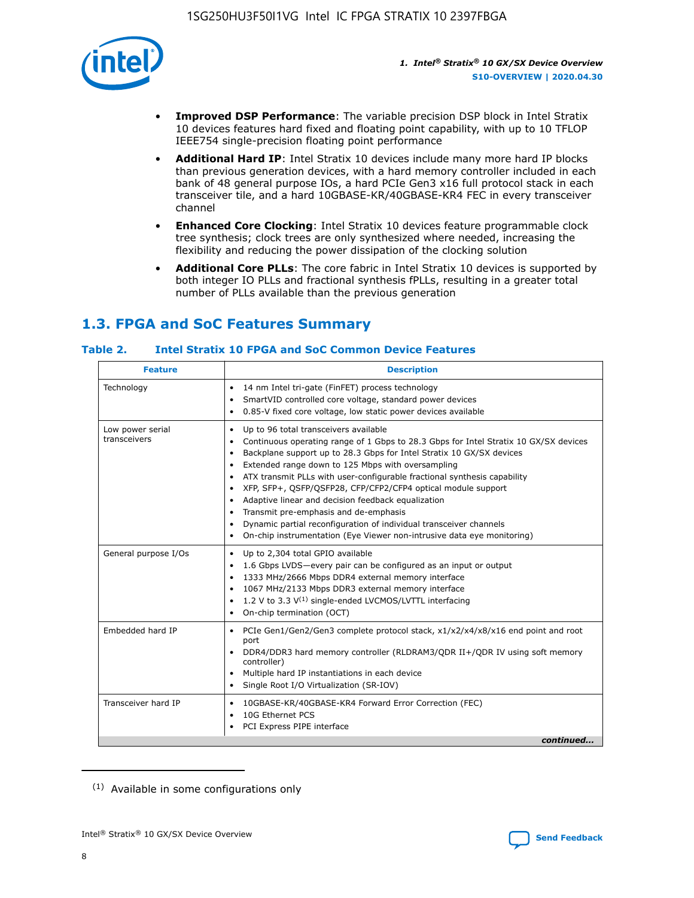- **Improved DSP Performance**: The variable precision DSP block in Intel Stratix 10 devices features hard fixed and floating point capability, with up to 10 TFLOP IEEE754 single-precision floating point performance
- **Additional Hard IP**: Intel Stratix 10 devices include many more hard IP blocks than previous generation devices, with a hard memory controller included in each bank of 48 general purpose IOs, a hard PCIe Gen3 x16 full protocol stack in each transceiver tile, and a hard 10GBASE-KR/40GBASE-KR4 FEC in every transceiver channel
- **Enhanced Core Clocking**: Intel Stratix 10 devices feature programmable clock tree synthesis; clock trees are only synthesized where needed, increasing the flexibility and reducing the power dissipation of the clocking solution
- **Additional Core PLLs**: The core fabric in Intel Stratix 10 devices is supported by both integer IO PLLs and fractional synthesis fPLLs, resulting in a greater total number of PLLs available than the previous generation

## 1.3. FPGA and SoC Features Summary

### Table 2. Intel Stratix 10 FPGA and SoC Common Device Features

| Feature | Description |
| --- | --- |
| Technology | • 14 nm Intel tri-gate (FinFET) process technology<br>• SmartVID controlled core voltage, standard power devices<br>• 0.85-V fixed core voltage, low static power devices available |
| Low power serial transceivers | • Up to 96 total transceivers available<br>• Continuous operating range of 1 Gbps to 28.3 Gbps for Intel Stratix 10 GX/SX devices<br>• Backplane support up to 28.3 Gbps for Intel Stratix 10 GX/SX devices<br>• Extended range down to 125 Mbps with oversampling<br>• ATX transmit PLLs with user-configurable fractional synthesis capability<br>• XFP, SFP+, QSFP/QSFP28, CFP/CFP2/CFP4 optical module support<br>• Adaptive linear and decision feedback equalization<br>• Transmit pre-emphasis and de-emphasis<br>• Dynamic partial reconfiguration of individual transceiver channels<br>• On-chip instrumentation (Eye Viewer non-intrusive data eye monitoring) |
| General purpose I/Os | • Up to 2,304 total GPIO available<br>• 1.6 Gbps LVDS—every pair can be configured as an input or output<br>• 1333 MHz/2666 Mbps DDR4 external memory interface<br>• 1067 MHz/2133 Mbps DDR3 external memory interface<br>• 1.2 V to 3.3 V[1] single-ended LVCMOS/LVTTL interfacing<br>• On-chip termination (OCT) |
| Embedded hard IP | • PCIe Gen1/Gen2/Gen3 complete protocol stack, x1/x2/x4/x8/x16 end point and root port<br>• DDR4/DDR3 hard memory controller (RLDRAM3/QDR II+/QDR IV using soft memory controller)<br>• Multiple hard IP instantiations in each device<br>• Single Root I/O Virtualization (SR-IOV) |
| Transceiver hard IP | • 10GBASE-KR/40GBASE-KR4 Forward Error Correction (FEC)<br>• 10G Ethernet PCS<br>• PCI Express PIPE interface |

*continued...*

[1] Available in some configurations only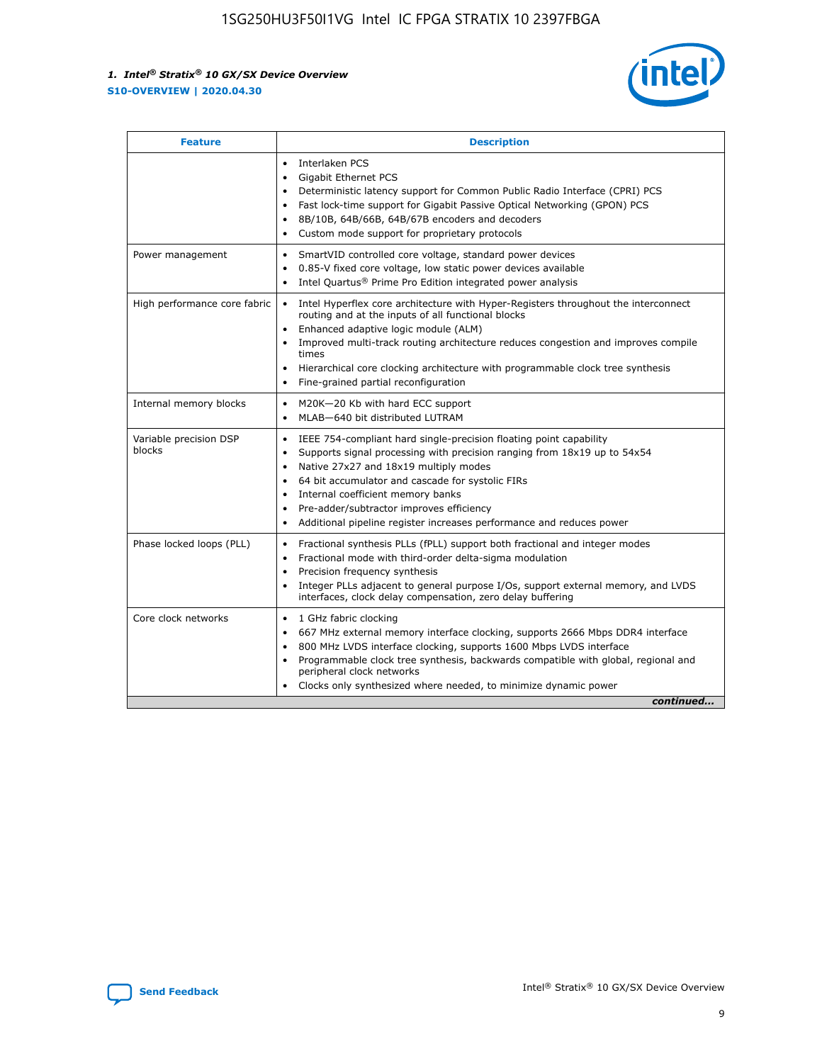| Feature | Description |
| --- | --- |
| | • Interlaken PCS<br>• Gigabit Ethernet PCS<br>• Deterministic latency support for Common Public Radio Interface (CPRI) PCS<br>• Fast lock-time support for Gigabit Passive Optical Networking (GPON) PCS<br>• 8B/10B, 64B/66B, 64B/67B encoders and decoders<br>• Custom mode support for proprietary protocols |
| Power management | • SmartVID controlled core voltage, standard power devices<br>• 0.85-V fixed core voltage, low static power devices available<br>• Intel Quartus® Prime Pro Edition integrated power analysis |
| High performance core fabric | • Intel Hyperflex core architecture with Hyper-Registers throughout the interconnect routing and at the inputs of all functional blocks<br>• Enhanced adaptive logic module (ALM)<br>• Improved multi-track routing architecture reduces congestion and improves compile times<br>• Hierarchical core clocking architecture with programmable clock tree synthesis<br>• Fine-grained partial reconfiguration |
| Internal memory blocks | • M20K—20 Kb with hard ECC support<br>• MLAB—640 bit distributed LUTRAM |
| Variable precision DSP blocks | • IEEE 754-compliant hard single-precision floating point capability<br>• Supports signal processing with precision ranging from 18x19 up to 54x54<br>• Native 27x27 and 18x19 multiply modes<br>• 64 bit accumulator and cascade for systolic FIRs<br>• Internal coefficient memory banks<br>• Pre-adder/subtractor improves efficiency<br>• Additional pipeline register increases performance and reduces power |
| Phase locked loops (PLL) | • Fractional synthesis PLLs (fPLL) support both fractional and integer modes<br>• Fractional mode with third-order delta-sigma modulation<br>• Precision frequency synthesis<br>• Integer PLLs adjacent to general purpose I/Os, support external memory, and LVDS interfaces, clock delay compensation, zero delay buffering |
| Core clock networks | • 1 GHz fabric clocking<br>• 667 MHz external memory interface clocking, supports 2666 Mbps DDR4 interface<br>• 800 MHz LVDS interface clocking, supports 1600 Mbps LVDS interface<br>• Programmable clock tree synthesis, backwards compatible with global, regional and peripheral clock networks<br>• Clocks only synthesized where needed, to minimize dynamic power |

*continued...*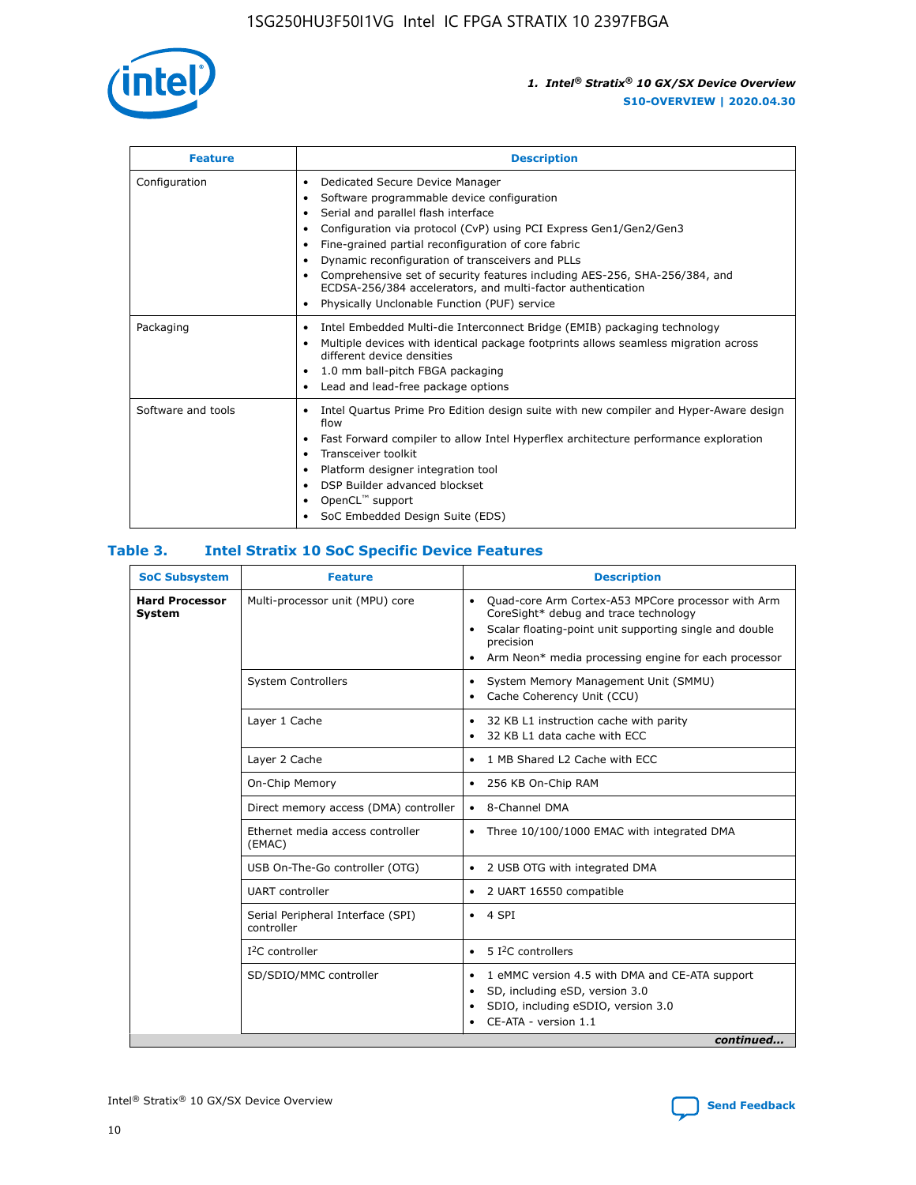| Feature | Description |
| --- | --- |
| Configuration | • Dedicated Secure Device Manager<br>• Software programmable device configuration<br>• Serial and parallel flash interface<br>• Configuration via protocol (CvP) using PCI Express Gen1/Gen2/Gen3<br>• Fine-grained partial reconfiguration of core fabric<br>• Dynamic reconfiguration of transceivers and PLLs<br>• Comprehensive set of security features including AES-256, SHA-256/384, and ECDSA-256/384 accelerators, and multi-factor authentication<br>• Physically Unclonable Function (PUF) service |
| Packaging | • Intel Embedded Multi-die Interconnect Bridge (EMIB) packaging technology<br>• Multiple devices with identical package footprints allows seamless migration across different device densities<br>• 1.0 mm ball-pitch FBGA packaging<br>• Lead and lead-free package options |
| Software and tools | • Intel Quartus Prime Pro Edition design suite with new compiler and Hyper-Aware design flow<br>• Fast Forward compiler to allow Intel Hyperflex architecture performance exploration<br>• Transceiver toolkit<br>• Platform designer integration tool<br>• DSP Builder advanced blockset<br>• OpenCL™ support<br>• SoC Embedded Design Suite (EDS) |

## Table 3. Intel Stratix 10 SoC Specific Device Features

| SoC Subsystem | Feature | Description |
| --- | --- | --- |
| **Hard Processor System** | Multi-processor unit (MPU) core | • Quad-core Arm Cortex-A53 MPCore processor with Arm CoreSight* debug and trace technology<br>• Scalar floating-point unit supporting single and double precision<br>• Arm Neon* media processing engine for each processor |
| | System Controllers | • System Memory Management Unit (SMMU)<br>• Cache Coherency Unit (CCU) |
| | Layer 1 Cache | • 32 KB L1 instruction cache with parity<br>• 32 KB L1 data cache with ECC |
| | Layer 2 Cache | • 1 MB Shared L2 Cache with ECC |
| | On-Chip Memory | • 256 KB On-Chip RAM |
| | Direct memory access (DMA) controller | • 8-Channel DMA |
| | Ethernet media access controller (EMAC) | • Three 10/100/1000 EMAC with integrated DMA |
| | USB On-The-Go controller (OTG) | • 2 USB OTG with integrated DMA |
| | UART controller | • 2 UART 16550 compatible |
| | Serial Peripheral Interface (SPI) controller | • 4 SPI |
| | I²C controller | • 5 I²C controllers |
| | SD/SDIO/MMC controller | • 1 eMMC version 4.5 with DMA and CE-ATA support<br>• SD, including eSD, version 3.0<br>• SDIO, including eSDIO, version 3.0<br>• CE-ATA - version 1.1 |

*continued...*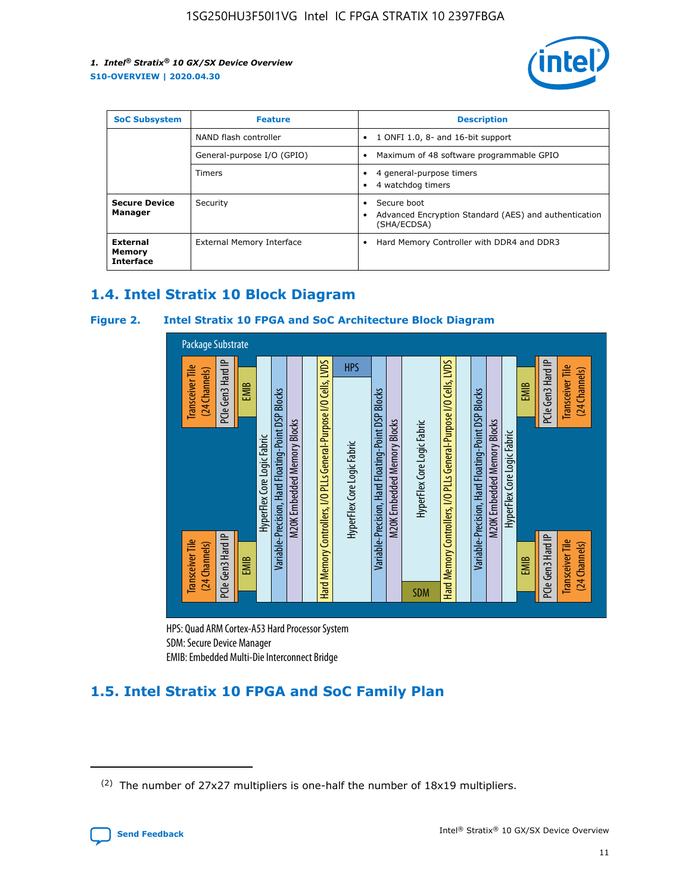| SoC Subsystem | Feature | Description |
| --- | --- | --- |
| | NAND flash controller | • 1 ONFI 1.0, 8- and 16-bit support |
| | General-purpose I/O (GPIO) | • Maximum of 48 software programmable GPIO |
| | Timers | • 4 general-purpose timers<br>• 4 watchdog timers |
| **Secure Device Manager** | Security | • Secure boot<br>• Advanced Encryption Standard (AES) and authentication (SHA/ECDSA) |
| **External Memory Interface** | External Memory Interface | • Hard Memory Controller with DDR4 and DDR3 |

## 1.4. Intel Stratix 10 Block Diagram

**Figure 2. Intel Stratix 10 FPGA and SoC Architecture Block Diagram**

Package Substrate

Transceiver Tile (24 Channels) | PCIe Gen3 Hard IP | EMIB | HyperFlex Core Logic Fabric | Variable-Precision, Hard Floating-Point DSP Blocks | M20K Embedded Memory Blocks | Hard Memory Controllers, I/O PLLs General-Purpose I/O Cells, LVDS | HPS | HyperFlex Core Logic Fabric | SDM

HPS: Quad ARM Cortex-A53 Hard Processor System
SDM: Secure Device Manager
EMIB: Embedded Multi-Die Interconnect Bridge

## 1.5. Intel Stratix 10 FPGA and SoC Family Plan

(2) The number of 27x27 multipliers is one-half the number of 18x19 multipliers.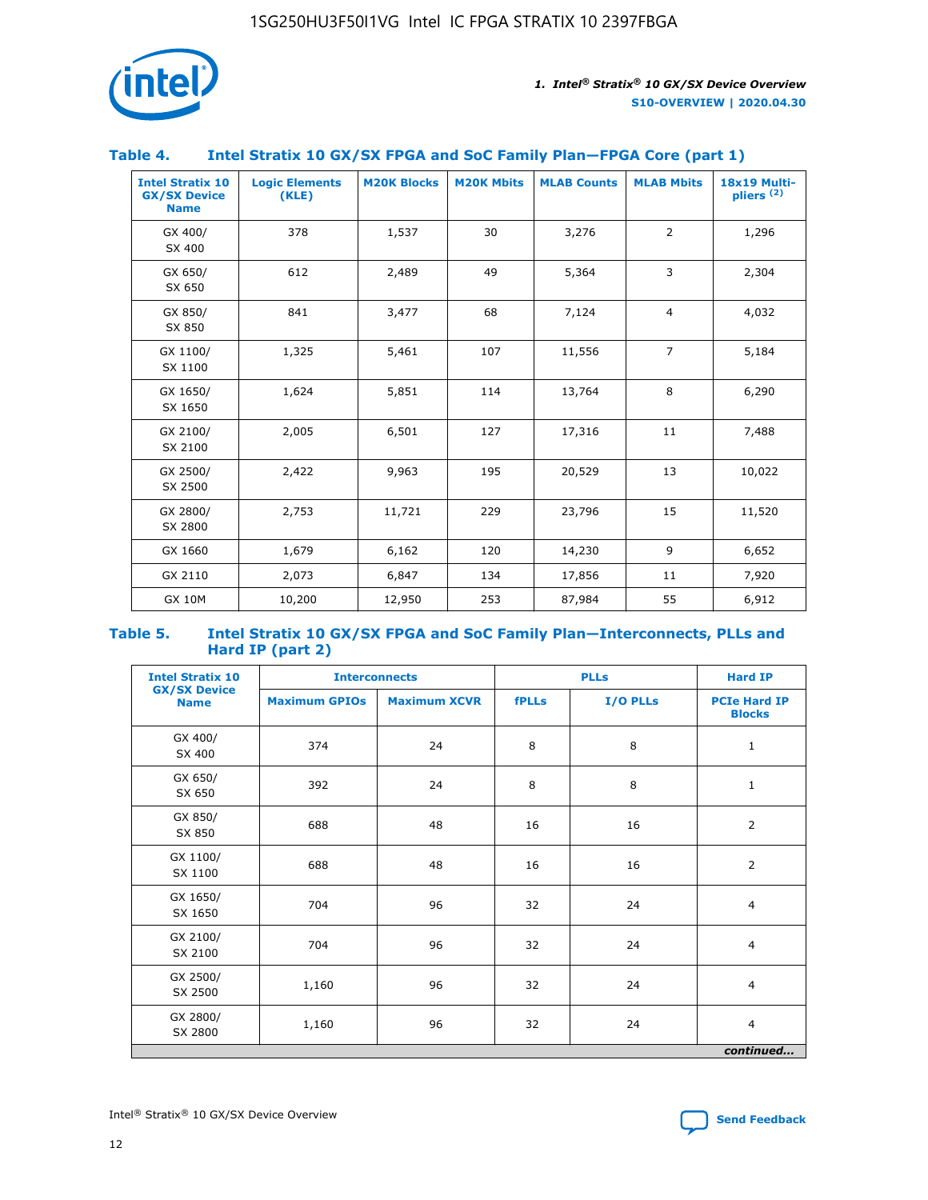### Table 4. Intel Stratix 10 GX/SX FPGA and SoC Family Plan—FPGA Core (part 1)

| Intel Stratix 10 GX/SX Device Name | Logic Elements (KLE) | M20K Blocks | M20K Mbits | MLAB Counts | MLAB Mbits | 18x19 Multi-pliers (2) |
|---|---|---|---|---|---|---|
| GX 400/ SX 400 | 378 | 1,537 | 30 | 3,276 | 2 | 1,296 |
| GX 650/ SX 650 | 612 | 2,489 | 49 | 5,364 | 3 | 2,304 |
| GX 850/ SX 850 | 841 | 3,477 | 68 | 7,124 | 4 | 4,032 |
| GX 1100/ SX 1100 | 1,325 | 5,461 | 107 | 11,556 | 7 | 5,184 |
| GX 1650/ SX 1650 | 1,624 | 5,851 | 114 | 13,764 | 8 | 6,290 |
| GX 2100/ SX 2100 | 2,005 | 6,501 | 127 | 17,316 | 11 | 7,488 |
| GX 2500/ SX 2500 | 2,422 | 9,963 | 195 | 20,529 | 13 | 10,022 |
| GX 2800/ SX 2800 | 2,753 | 11,721 | 229 | 23,796 | 15 | 11,520 |
| GX 1660 | 1,679 | 6,162 | 120 | 14,230 | 9 | 6,652 |
| GX 2110 | 2,073 | 6,847 | 134 | 17,856 | 11 | 7,920 |
| GX 10M | 10,200 | 12,950 | 253 | 87,984 | 55 | 6,912 |

### Table 5. Intel Stratix 10 GX/SX FPGA and SoC Family Plan—Interconnects, PLLs and Hard IP (part 2)

| Intel Stratix 10 GX/SX Device Name | Interconnects | | PLLs | | Hard IP |
|---|---|---|---|---|---|
| | Maximum GPIOs | Maximum XCVR | fPLLs | I/O PLLs | PCIe Hard IP Blocks |
| GX 400/ SX 400 | 374 | 24 | 8 | 8 | 1 |
| GX 650/ SX 650 | 392 | 24 | 8 | 8 | 1 |
| GX 850/ SX 850 | 688 | 48 | 16 | 16 | 2 |
| GX 1100/ SX 1100 | 688 | 48 | 16 | 16 | 2 |
| GX 1650/ SX 1650 | 704 | 96 | 32 | 24 | 4 |
| GX 2100/ SX 2100 | 704 | 96 | 32 | 24 | 4 |
| GX 2500/ SX 2500 | 1,160 | 96 | 32 | 24 | 4 |
| GX 2800/ SX 2800 | 1,160 | 96 | 32 | 24 | 4 |

*continued...*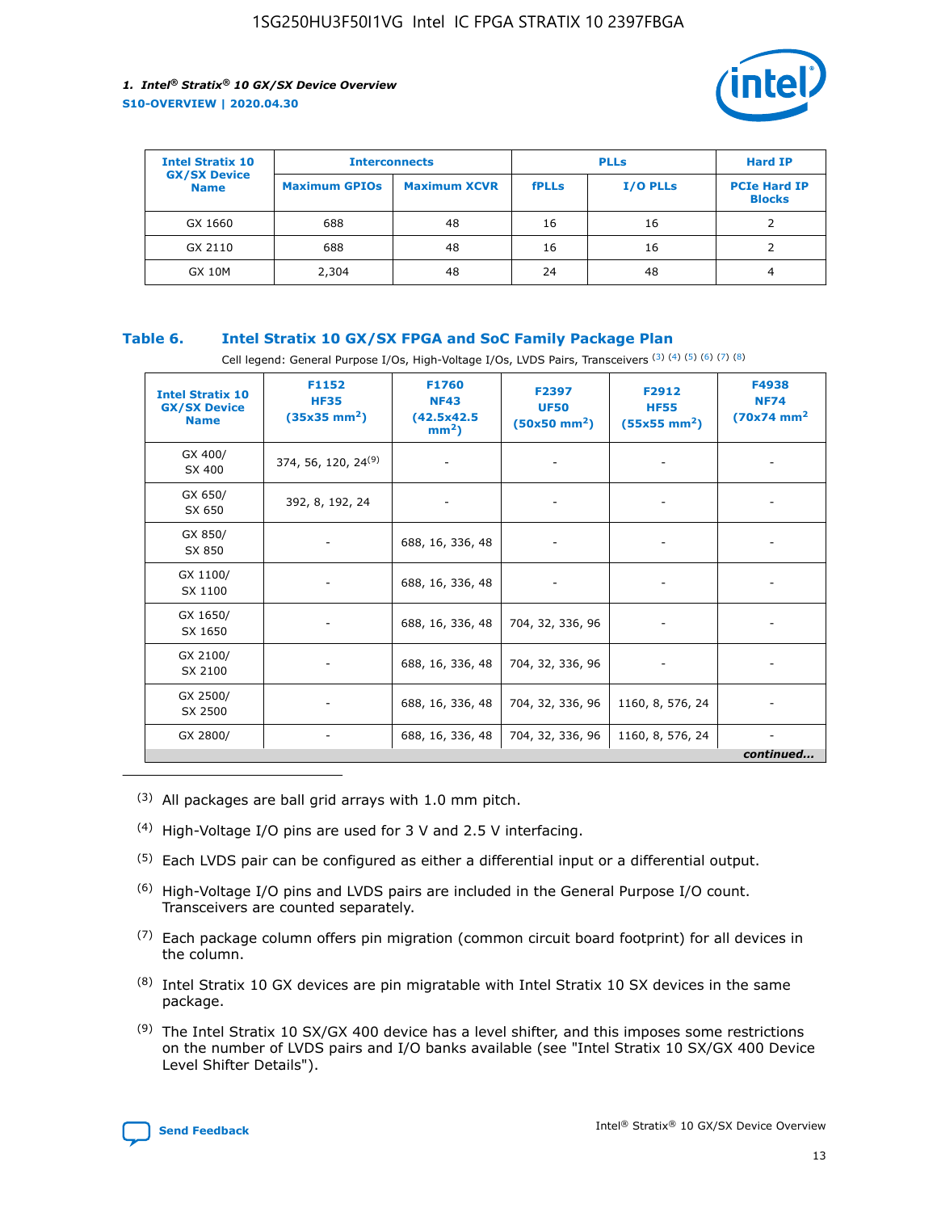| Intel Stratix 10 GX/SX Device Name | Interconnects | | PLLs | | Hard IP |
|---|---|---|---|---|---|
| | Maximum GPIOs | Maximum XCVR | fPLLs | I/O PLLs | PCIe Hard IP Blocks |
| GX 1660 | 688 | 48 | 16 | 16 | 2 |
| GX 2110 | 688 | 48 | 16 | 16 | 2 |
| GX 10M | 2,304 | 48 | 24 | 48 | 4 |

### Table 6. Intel Stratix 10 GX/SX FPGA and SoC Family Package Plan

Cell legend: General Purpose I/Os, High-Voltage I/Os, LVDS Pairs, Transceivers [(3)] [(4)] [(5)] [(6)] [(7)] [(8)]

| Intel Stratix 10 GX/SX Device Name | F1152 HF35 (35x35 mm$^2$) | F1760 NF43 (42.5x42.5 mm$^2$) | F2397 UF50 (50x50 mm$^2$) | F2912 HF55 (55x55 mm$^2$) | F4938 NF74 (70x74 mm$^2$ |
|---|---|---|---|---|---|
| GX 400/ SX 400 | 374, 56, 120, 24[(9)] | - | - | - | - |
| GX 650/ SX 650 | 392, 8, 192, 24 | - | - | - | - |
| GX 850/ SX 850 | - | 688, 16, 336, 48 | - | - | - |
| GX 1100/ SX 1100 | - | 688, 16, 336, 48 | - | - | - |
| GX 1650/ SX 1650 | - | 688, 16, 336, 48 | 704, 32, 336, 96 | - | - |
| GX 2100/ SX 2100 | - | 688, 16, 336, 48 | 704, 32, 336, 96 | - | - |
| GX 2500/ SX 2500 | - | 688, 16, 336, 48 | 704, 32, 336, 96 | 1160, 8, 576, 24 | - |
| GX 2800/ | - | 688, 16, 336, 48 | 704, 32, 336, 96 | 1160, 8, 576, 24 | - |

*continued...*

(3) All packages are ball grid arrays with 1.0 mm pitch.

(4) High-Voltage I/O pins are used for 3 V and 2.5 V interfacing.

(5) Each LVDS pair can be configured as either a differential input or a differential output.

(6) High-Voltage I/O pins and LVDS pairs are included in the General Purpose I/O count. Transceivers are counted separately.

(7) Each package column offers pin migration (common circuit board footprint) for all devices in the column.

(8) Intel Stratix 10 GX devices are pin migratable with Intel Stratix 10 SX devices in the same package.

(9) The Intel Stratix 10 SX/GX 400 device has a level shifter, and this imposes some restrictions on the number of LVDS pairs and I/O banks available (see "Intel Stratix 10 SX/GX 400 Device Level Shifter Details").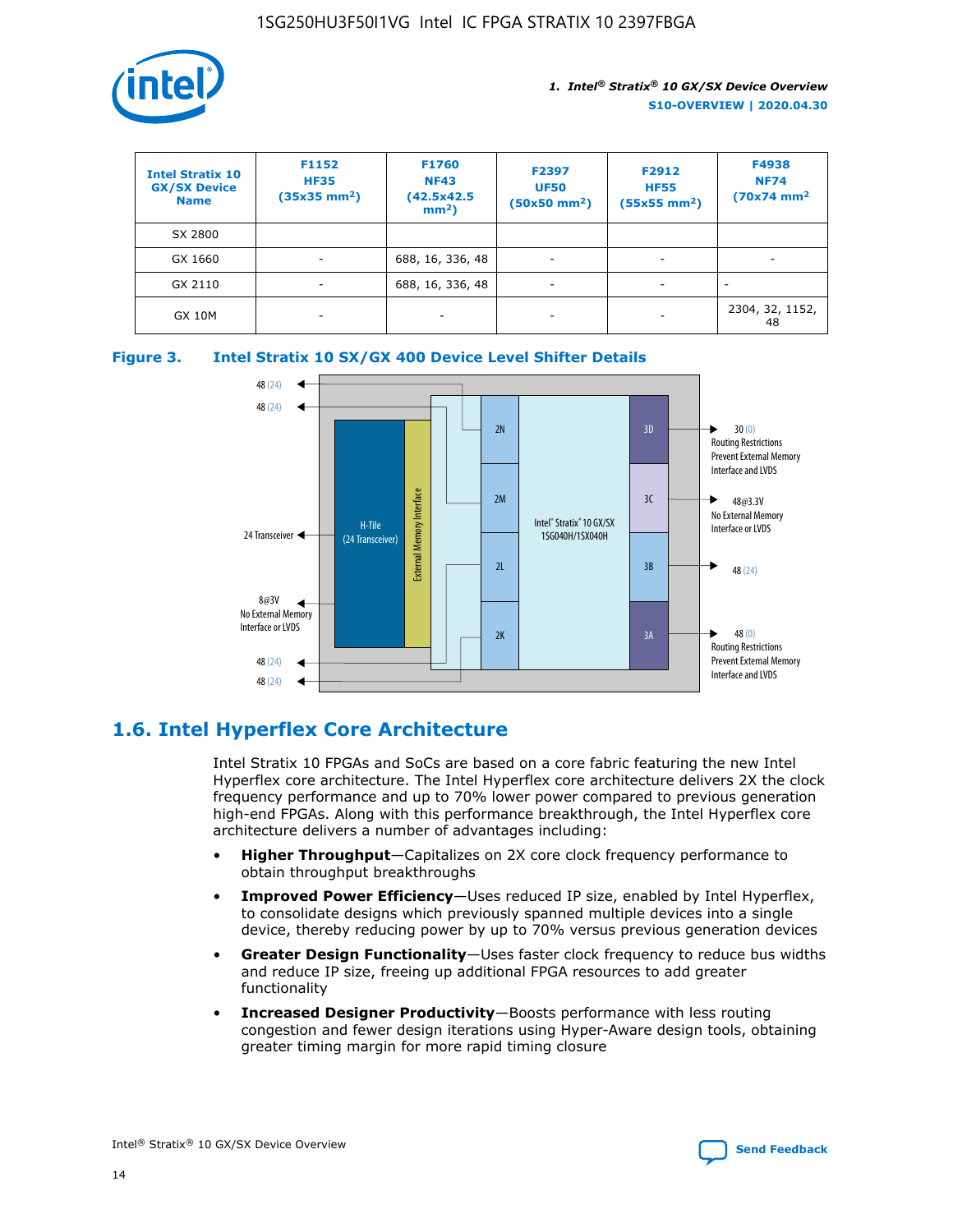| Intel Stratix 10 GX/SX Device Name | F1152 HF35 (35x35 mm$^2$) | F1760 NF43 (42.5x42.5 mm$^2$) | F2397 UF50 (50x50 mm$^2$) | F2912 HF55 (55x55 mm$^2$) | F4938 NF74 (70x74 mm$^2$ |
|---|---|---|---|---|---|
| SX 2800 | | | | | |
| GX 1660 | - | 688, 16, 336, 48 | - | - | - |
| GX 2110 | - | 688, 16, 336, 48 | - | - | - |
| GX 10M | - | - | - | - | 2304, 32, 1152, 48 |

**Figure 3. Intel Stratix 10 SX/GX 400 Device Level Shifter Details**

## 1.6. Intel Hyperflex Core Architecture

Intel Stratix 10 FPGAs and SoCs are based on a core fabric featuring the new Intel Hyperflex core architecture. The Intel Hyperflex core architecture delivers 2X the clock frequency performance and up to 70% lower power compared to previous generation high-end FPGAs. Along with this performance breakthrough, the Intel Hyperflex core architecture delivers a number of advantages including:

- **Higher Throughput**—Capitalizes on 2X core clock frequency performance to obtain throughput breakthroughs
- **Improved Power Efficiency**—Uses reduced IP size, enabled by Intel Hyperflex, to consolidate designs which previously spanned multiple devices into a single device, thereby reducing power by up to 70% versus previous generation devices
- **Greater Design Functionality**—Uses faster clock frequency to reduce bus widths and reduce IP size, freeing up additional FPGA resources to add greater functionality
- **Increased Designer Productivity**—Boosts performance with less routing congestion and fewer design iterations using Hyper-Aware design tools, obtaining greater timing margin for more rapid timing closure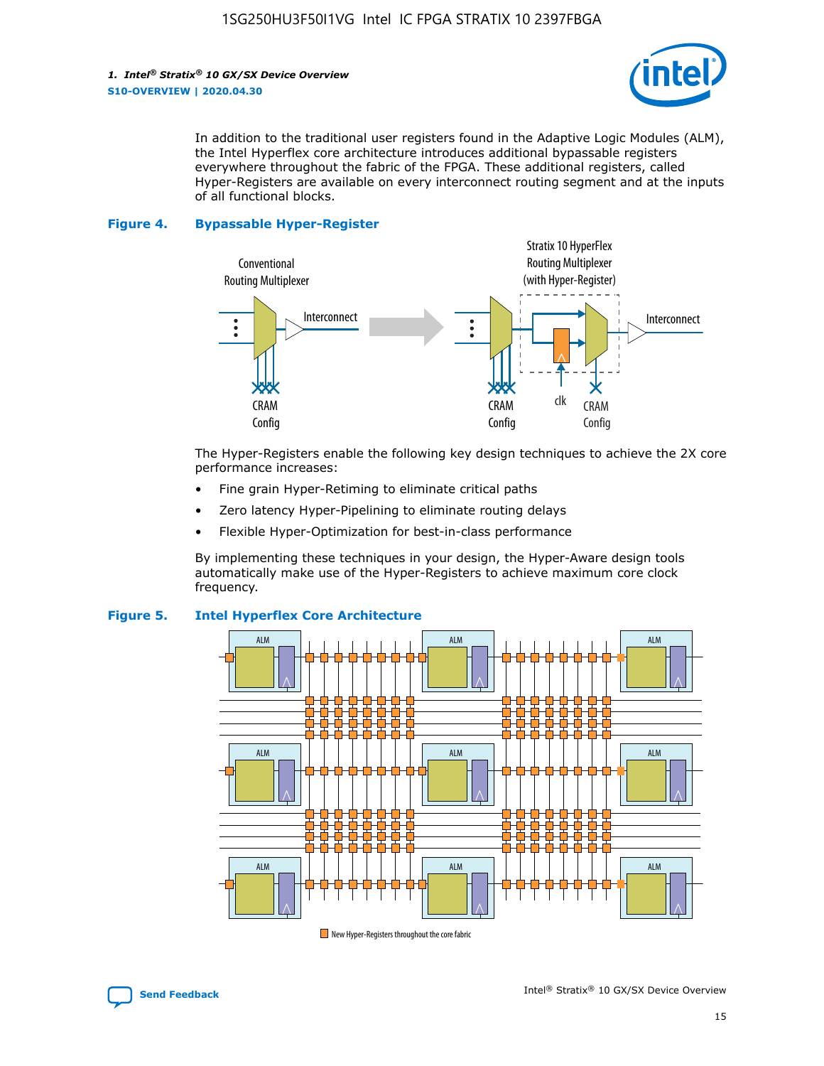In addition to the traditional user registers found in the Adaptive Logic Modules (ALM), the Intel Hyperflex core architecture introduces additional bypassable registers everywhere throughout the fabric of the FPGA. These additional registers, called Hyper-Registers are available on every interconnect routing segment and at the inputs of all functional blocks.

**Figure 4. Bypassable Hyper-Register**

The Hyper-Registers enable the following key design techniques to achieve the 2X core performance increases:

- Fine grain Hyper-Retiming to eliminate critical paths
- Zero latency Hyper-Pipelining to eliminate routing delays
- Flexible Hyper-Optimization for best-in-class performance

By implementing these techniques in your design, the Hyper-Aware design tools automatically make use of the Hyper-Registers to achieve maximum core clock frequency.

**Figure 5. Intel Hyperflex Core Architecture**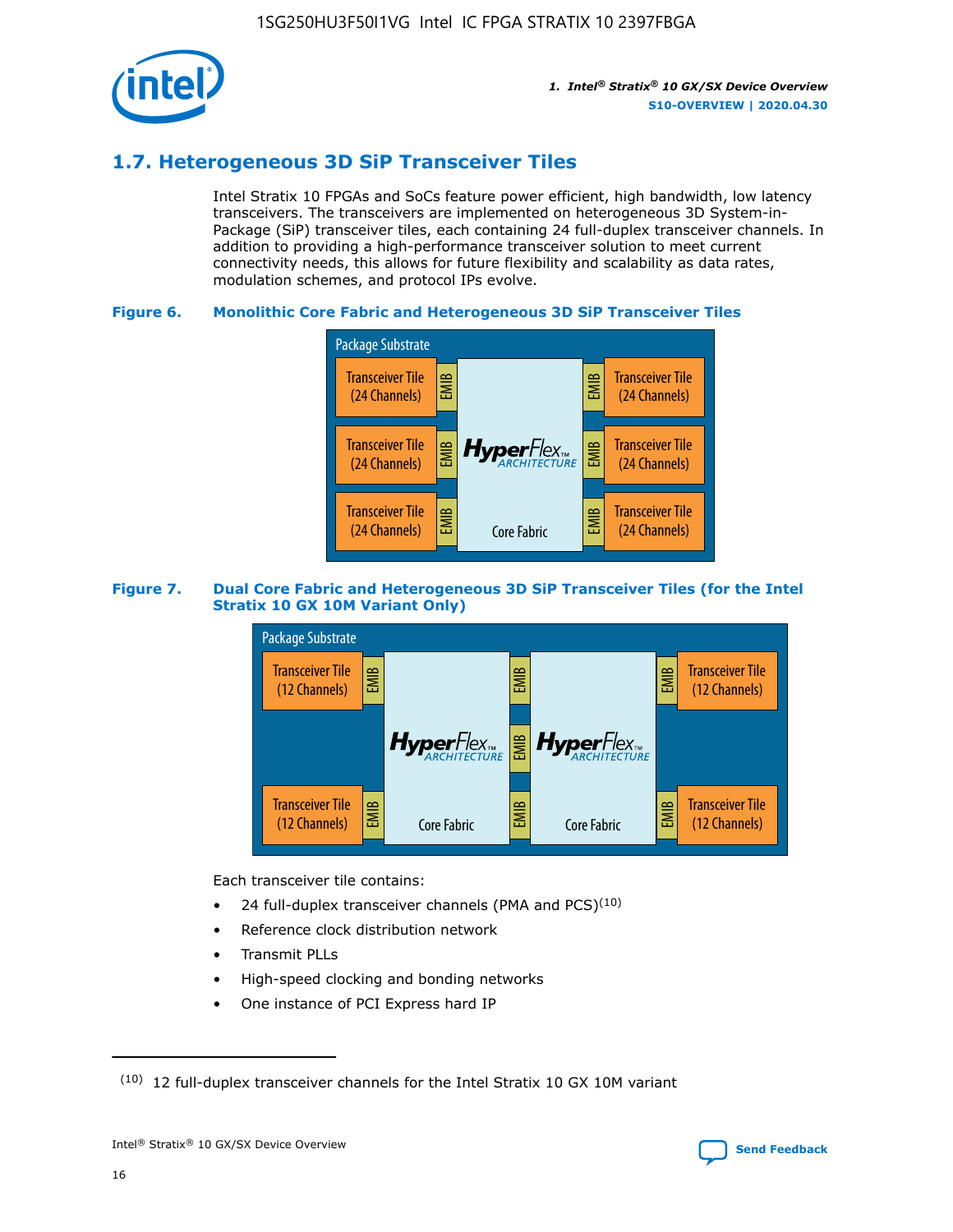## 1.7. Heterogeneous 3D SiP Transceiver Tiles

Intel Stratix 10 FPGAs and SoCs feature power efficient, high bandwidth, low latency transceivers. The transceivers are implemented on heterogeneous 3D System-in-Package (SiP) transceiver tiles, each containing 24 full-duplex transceiver channels. In addition to providing a high-performance transceiver solution to meet current connectivity needs, this allows for future flexibility and scalability as data rates, modulation schemes, and protocol IPs evolve.

**Figure 6. Monolithic Core Fabric and Heterogeneous 3D SiP Transceiver Tiles**

Package Substrate

Transceiver Tile (24 Channels) | EMIB | HyperFlex ARCHITECTURE Core Fabric | EMIB | Transceiver Tile (24 Channels)

**Figure 7. Dual Core Fabric and Heterogeneous 3D SiP Transceiver Tiles (for the Intel Stratix 10 GX 10M Variant Only)**

Package Substrate

Transceiver Tile (12 Channels) | EMIB | HyperFlex ARCHITECTURE Core Fabric | EMIB | HyperFlex ARCHITECTURE Core Fabric | EMIB | Transceiver Tile (12 Channels)

Each transceiver tile contains:

- 24 full-duplex transceiver channels (PMA and PCS)[10]
- Reference clock distribution network
- Transmit PLLs
- High-speed clocking and bonding networks
- One instance of PCI Express hard IP

(10) 12 full-duplex transceiver channels for the Intel Stratix 10 GX 10M variant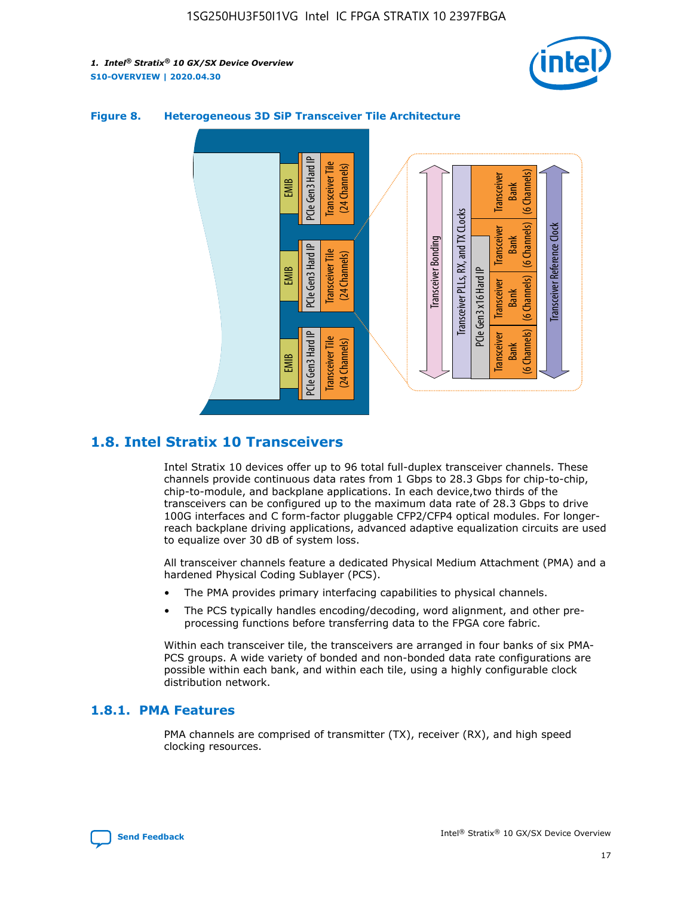**Figure 8. Heterogeneous 3D SiP Transceiver Tile Architecture**

## 1.8. Intel Stratix 10 Transceivers

Intel Stratix 10 devices offer up to 96 total full-duplex transceiver channels. These channels provide continuous data rates from 1 Gbps to 28.3 Gbps for chip-to-chip, chip-to-module, and backplane applications. In each device,two thirds of the transceivers can be configured up to the maximum data rate of 28.3 Gbps to drive 100G interfaces and C form-factor pluggable CFP2/CFP4 optical modules. For longer-reach backplane driving applications, advanced adaptive equalization circuits are used to equalize over 30 dB of system loss.

All transceiver channels feature a dedicated Physical Medium Attachment (PMA) and a hardened Physical Coding Sublayer (PCS).

- The PMA provides primary interfacing capabilities to physical channels.
- The PCS typically handles encoding/decoding, word alignment, and other pre-processing functions before transferring data to the FPGA core fabric.

Within each transceiver tile, the transceivers are arranged in four banks of six PMA-PCS groups. A wide variety of bonded and non-bonded data rate configurations are possible within each bank, and within each tile, using a highly configurable clock distribution network.

### 1.8.1. PMA Features

PMA channels are comprised of transmitter (TX), receiver (RX), and high speed clocking resources.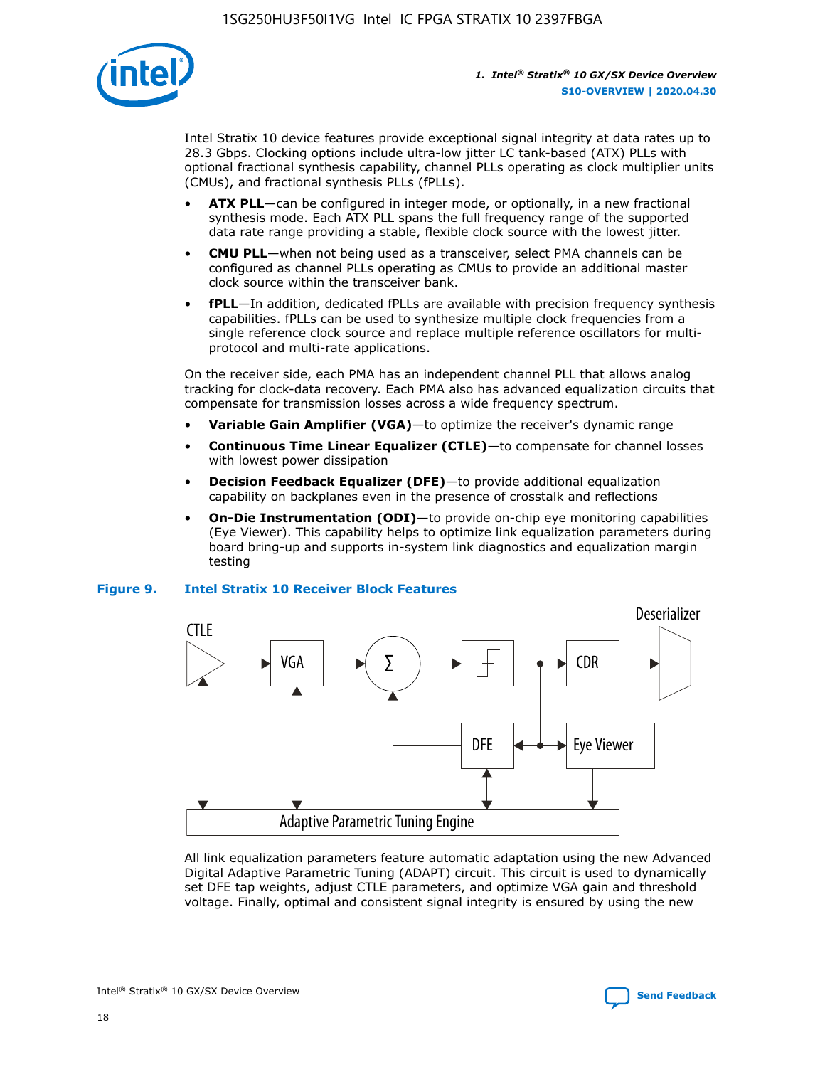Intel Stratix 10 device features provide exceptional signal integrity at data rates up to 28.3 Gbps. Clocking options include ultra-low jitter LC tank-based (ATX) PLLs with optional fractional synthesis capability, channel PLLs operating as clock multiplier units (CMUs), and fractional synthesis PLLs (fPLLs).

- **ATX PLL**—can be configured in integer mode, or optionally, in a new fractional synthesis mode. Each ATX PLL spans the full frequency range of the supported data rate range providing a stable, flexible clock source with the lowest jitter.
- **CMU PLL**—when not being used as a transceiver, select PMA channels can be configured as channel PLLs operating as CMUs to provide an additional master clock source within the transceiver bank.
- **fPLL**—In addition, dedicated fPLLs are available with precision frequency synthesis capabilities. fPLLs can be used to synthesize multiple clock frequencies from a single reference clock source and replace multiple reference oscillators for multi-protocol and multi-rate applications.

On the receiver side, each PMA has an independent channel PLL that allows analog tracking for clock-data recovery. Each PMA also has advanced equalization circuits that compensate for transmission losses across a wide frequency spectrum.

- **Variable Gain Amplifier (VGA)**—to optimize the receiver's dynamic range
- **Continuous Time Linear Equalizer (CTLE)**—to compensate for channel losses with lowest power dissipation
- **Decision Feedback Equalizer (DFE)**—to provide additional equalization capability on backplanes even in the presence of crosstalk and reflections
- **On-Die Instrumentation (ODI)**—to provide on-chip eye monitoring capabilities (Eye Viewer). This capability helps to optimize link equalization parameters during board bring-up and supports in-system link diagnostics and equalization margin testing

**Figure 9. Intel Stratix 10 Receiver Block Features**

All link equalization parameters feature automatic adaptation using the new Advanced Digital Adaptive Parametric Tuning (ADAPT) circuit. This circuit is used to dynamically set DFE tap weights, adjust CTLE parameters, and optimize VGA gain and threshold voltage. Finally, optimal and consistent signal integrity is ensured by using the new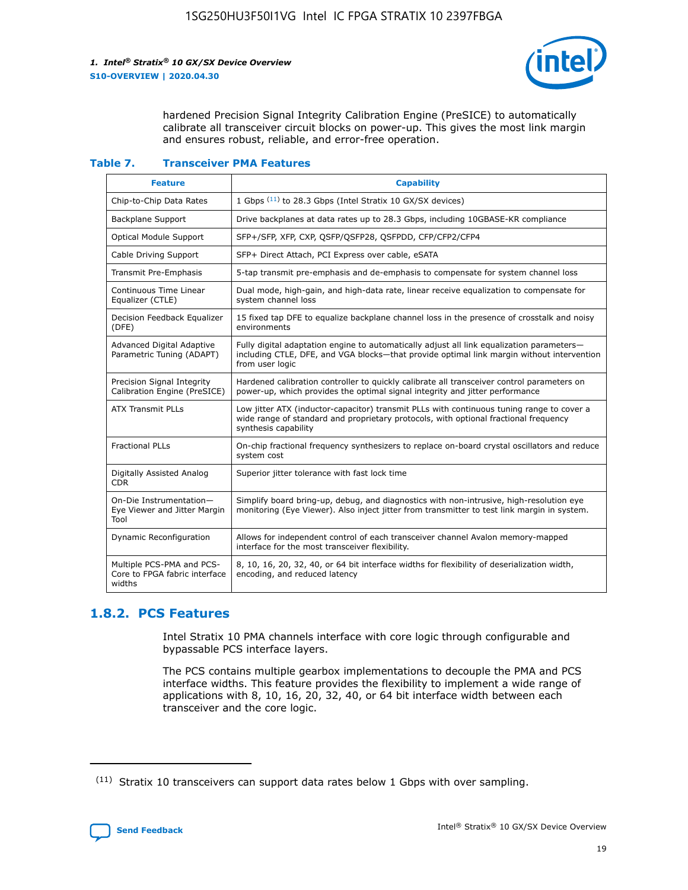hardened Precision Signal Integrity Calibration Engine (PreSICE) to automatically calibrate all transceiver circuit blocks on power-up. This gives the most link margin and ensures robust, reliable, and error-free operation.

**Table 7. Transceiver PMA Features**

| Feature | Capability |
| --- | --- |
| Chip-to-Chip Data Rates | 1 Gbps [11] to 28.3 Gbps (Intel Stratix 10 GX/SX devices) |
| Backplane Support | Drive backplanes at data rates up to 28.3 Gbps, including 10GBASE-KR compliance |
| Optical Module Support | SFP+/SFP, XFP, CXP, QSFP/QSFP28, QSFPDD, CFP/CFP2/CFP4 |
| Cable Driving Support | SFP+ Direct Attach, PCI Express over cable, eSATA |
| Transmit Pre-Emphasis | 5-tap transmit pre-emphasis and de-emphasis to compensate for system channel loss |
| Continuous Time Linear Equalizer (CTLE) | Dual mode, high-gain, and high-data rate, linear receive equalization to compensate for system channel loss |
| Decision Feedback Equalizer (DFE) | 15 fixed tap DFE to equalize backplane channel loss in the presence of crosstalk and noisy environments |
| Advanced Digital Adaptive Parametric Tuning (ADAPT) | Fully digital adaptation engine to automatically adjust all link equalization parameters—including CTLE, DFE, and VGA blocks—that provide optimal link margin without intervention from user logic |
| Precision Signal Integrity Calibration Engine (PreSICE) | Hardened calibration controller to quickly calibrate all transceiver control parameters on power-up, which provides the optimal signal integrity and jitter performance |
| ATX Transmit PLLs | Low jitter ATX (inductor-capacitor) transmit PLLs with continuous tuning range to cover a wide range of standard and proprietary protocols, with optional fractional frequency synthesis capability |
| Fractional PLLs | On-chip fractional frequency synthesizers to replace on-board crystal oscillators and reduce system cost |
| Digitally Assisted Analog CDR | Superior jitter tolerance with fast lock time |
| On-Die Instrumentation—Eye Viewer and Jitter Margin Tool | Simplify board bring-up, debug, and diagnostics with non-intrusive, high-resolution eye monitoring (Eye Viewer). Also inject jitter from transmitter to test link margin in system. |
| Dynamic Reconfiguration | Allows for independent control of each transceiver channel Avalon memory-mapped interface for the most transceiver flexibility. |
| Multiple PCS-PMA and PCS-Core to FPGA fabric interface widths | 8, 10, 16, 20, 32, 40, or 64 bit interface widths for flexibility of deserialization width, encoding, and reduced latency |

## 1.8.2. PCS Features

Intel Stratix 10 PMA channels interface with core logic through configurable and bypassable PCS interface layers.

The PCS contains multiple gearbox implementations to decouple the PMA and PCS interface widths. This feature provides the flexibility to implement a wide range of applications with 8, 10, 16, 20, 32, 40, or 64 bit interface width between each transceiver and the core logic.

[11] Stratix 10 transceivers can support data rates below 1 Gbps with over sampling.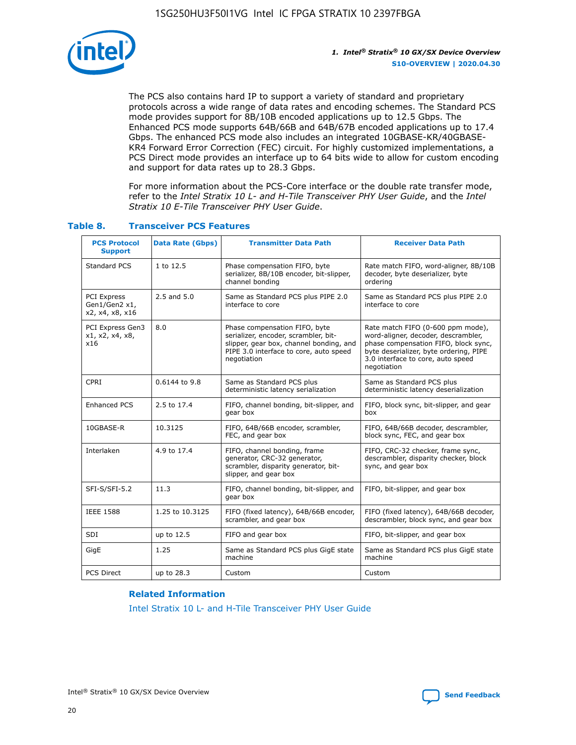The PCS also contains hard IP to support a variety of standard and proprietary protocols across a wide range of data rates and encoding schemes. The Standard PCS mode provides support for 8B/10B encoded applications up to 12.5 Gbps. The Enhanced PCS mode supports 64B/66B and 64B/67B encoded applications up to 17.4 Gbps. The enhanced PCS mode also includes an integrated 10GBASE-KR/40GBASE-KR4 Forward Error Correction (FEC) circuit. For highly customized implementations, a PCS Direct mode provides an interface up to 64 bits wide to allow for custom encoding and support for data rates up to 28.3 Gbps.

For more information about the PCS-Core interface or the double rate transfer mode, refer to the *Intel Stratix 10 L- and H-Tile Transceiver PHY User Guide*, and the *Intel Stratix 10 E-Tile Transceiver PHY User Guide*.

### Table 8. Transceiver PCS Features

| PCS Protocol Support | Data Rate (Gbps) | Transmitter Data Path | Receiver Data Path |
|---|---|---|---|
| Standard PCS | 1 to 12.5 | Phase compensation FIFO, byte serializer, 8B/10B encoder, bit-slipper, channel bonding | Rate match FIFO, word-aligner, 8B/10B decoder, byte deserializer, byte ordering |
| PCI Express Gen1/Gen2 x1, x2, x4, x8, x16 | 2.5 and 5.0 | Same as Standard PCS plus PIPE 2.0 interface to core | Same as Standard PCS plus PIPE 2.0 interface to core |
| PCI Express Gen3 x1, x2, x4, x8, x16 | 8.0 | Phase compensation FIFO, byte serializer, encoder, scrambler, bit-slipper, gear box, channel bonding, and PIPE 3.0 interface to core, auto speed negotiation | Rate match FIFO (0-600 ppm mode), word-aligner, decoder, descrambler, phase compensation FIFO, block sync, byte deserializer, byte ordering, PIPE 3.0 interface to core, auto speed negotiation |
| CPRI | 0.6144 to 9.8 | Same as Standard PCS plus deterministic latency serialization | Same as Standard PCS plus deterministic latency deserialization |
| Enhanced PCS | 2.5 to 17.4 | FIFO, channel bonding, bit-slipper, and gear box | FIFO, block sync, bit-slipper, and gear box |
| 10GBASE-R | 10.3125 | FIFO, 64B/66B encoder, scrambler, FEC, and gear box | FIFO, 64B/66B decoder, descrambler, block sync, FEC, and gear box |
| Interlaken | 4.9 to 17.4 | FIFO, channel bonding, frame generator, CRC-32 generator, scrambler, disparity generator, bit-slipper, and gear box | FIFO, CRC-32 checker, frame sync, descrambler, disparity checker, block sync, and gear box |
| SFI-S/SFI-5.2 | 11.3 | FIFO, channel bonding, bit-slipper, and gear box | FIFO, bit-slipper, and gear box |
| IEEE 1588 | 1.25 to 10.3125 | FIFO (fixed latency), 64B/66B encoder, scrambler, and gear box | FIFO (fixed latency), 64B/66B decoder, descrambler, block sync, and gear box |
| SDI | up to 12.5 | FIFO and gear box | FIFO, bit-slipper, and gear box |
| GigE | 1.25 | Same as Standard PCS plus GigE state machine | Same as Standard PCS plus GigE state machine |
| PCS Direct | up to 28.3 | Custom | Custom |

#### Related Information

Intel Stratix 10 L- and H-Tile Transceiver PHY User Guide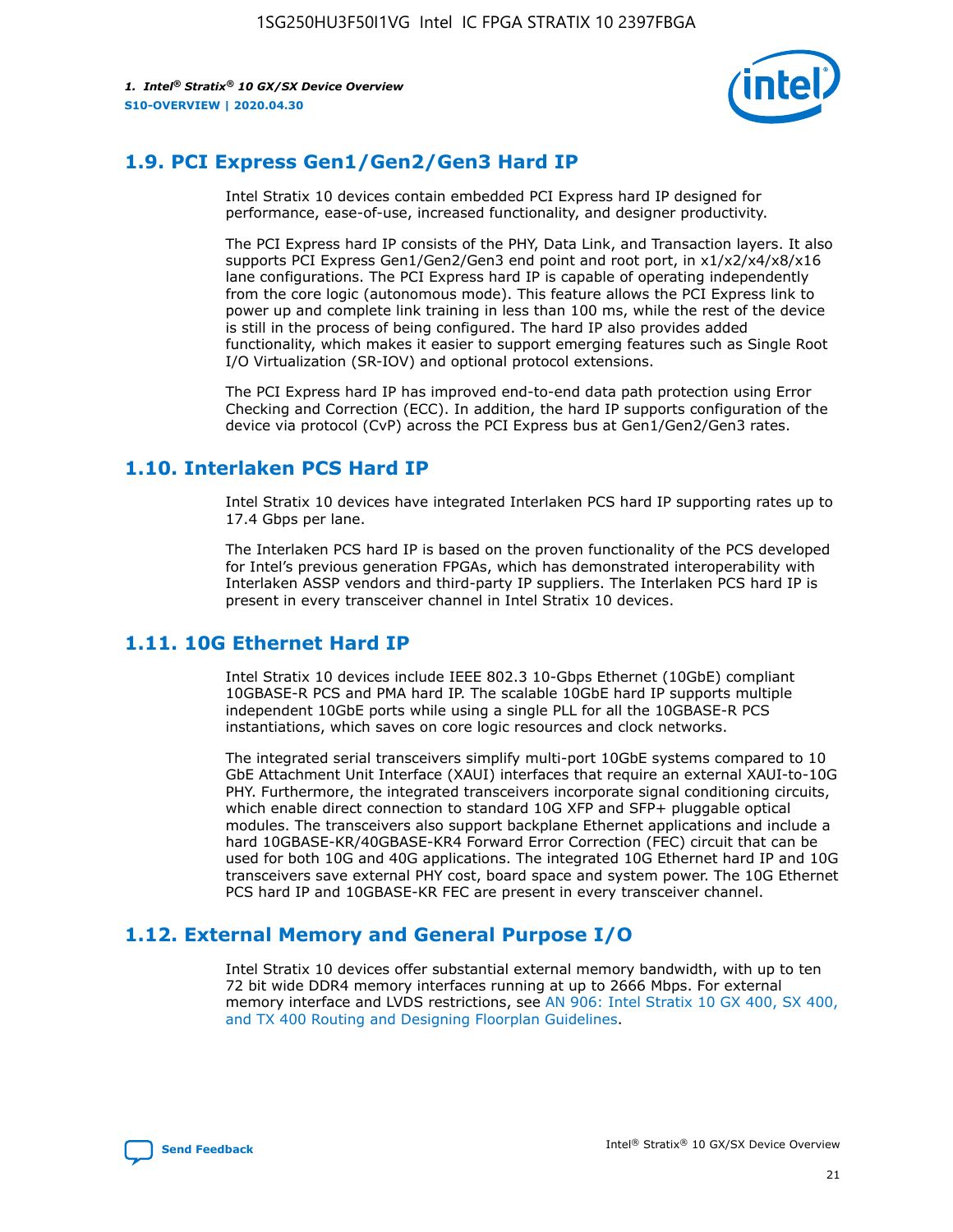## 1.9. PCI Express Gen1/Gen2/Gen3 Hard IP

Intel Stratix 10 devices contain embedded PCI Express hard IP designed for performance, ease-of-use, increased functionality, and designer productivity.

The PCI Express hard IP consists of the PHY, Data Link, and Transaction layers. It also supports PCI Express Gen1/Gen2/Gen3 end point and root port, in x1/x2/x4/x8/x16 lane configurations. The PCI Express hard IP is capable of operating independently from the core logic (autonomous mode). This feature allows the PCI Express link to power up and complete link training in less than 100 ms, while the rest of the device is still in the process of being configured. The hard IP also provides added functionality, which makes it easier to support emerging features such as Single Root I/O Virtualization (SR-IOV) and optional protocol extensions.

The PCI Express hard IP has improved end-to-end data path protection using Error Checking and Correction (ECC). In addition, the hard IP supports configuration of the device via protocol (CvP) across the PCI Express bus at Gen1/Gen2/Gen3 rates.

## 1.10. Interlaken PCS Hard IP

Intel Stratix 10 devices have integrated Interlaken PCS hard IP supporting rates up to 17.4 Gbps per lane.

The Interlaken PCS hard IP is based on the proven functionality of the PCS developed for Intel's previous generation FPGAs, which has demonstrated interoperability with Interlaken ASSP vendors and third-party IP suppliers. The Interlaken PCS hard IP is present in every transceiver channel in Intel Stratix 10 devices.

## 1.11. 10G Ethernet Hard IP

Intel Stratix 10 devices include IEEE 802.3 10-Gbps Ethernet (10GbE) compliant 10GBASE-R PCS and PMA hard IP. The scalable 10GbE hard IP supports multiple independent 10GbE ports while using a single PLL for all the 10GBASE-R PCS instantiations, which saves on core logic resources and clock networks.

The integrated serial transceivers simplify multi-port 10GbE systems compared to 10 GbE Attachment Unit Interface (XAUI) interfaces that require an external XAUI-to-10G PHY. Furthermore, the integrated transceivers incorporate signal conditioning circuits, which enable direct connection to standard 10G XFP and SFP+ pluggable optical modules. The transceivers also support backplane Ethernet applications and include a hard 10GBASE-KR/40GBASE-KR4 Forward Error Correction (FEC) circuit that can be used for both 10G and 40G applications. The integrated 10G Ethernet hard IP and 10G transceivers save external PHY cost, board space and system power. The 10G Ethernet PCS hard IP and 10GBASE-KR FEC are present in every transceiver channel.

## 1.12. External Memory and General Purpose I/O

Intel Stratix 10 devices offer substantial external memory bandwidth, with up to ten 72 bit wide DDR4 memory interfaces running at up to 2666 Mbps. For external memory interface and LVDS restrictions, see AN 906: Intel Stratix 10 GX 400, SX 400, and TX 400 Routing and Designing Floorplan Guidelines.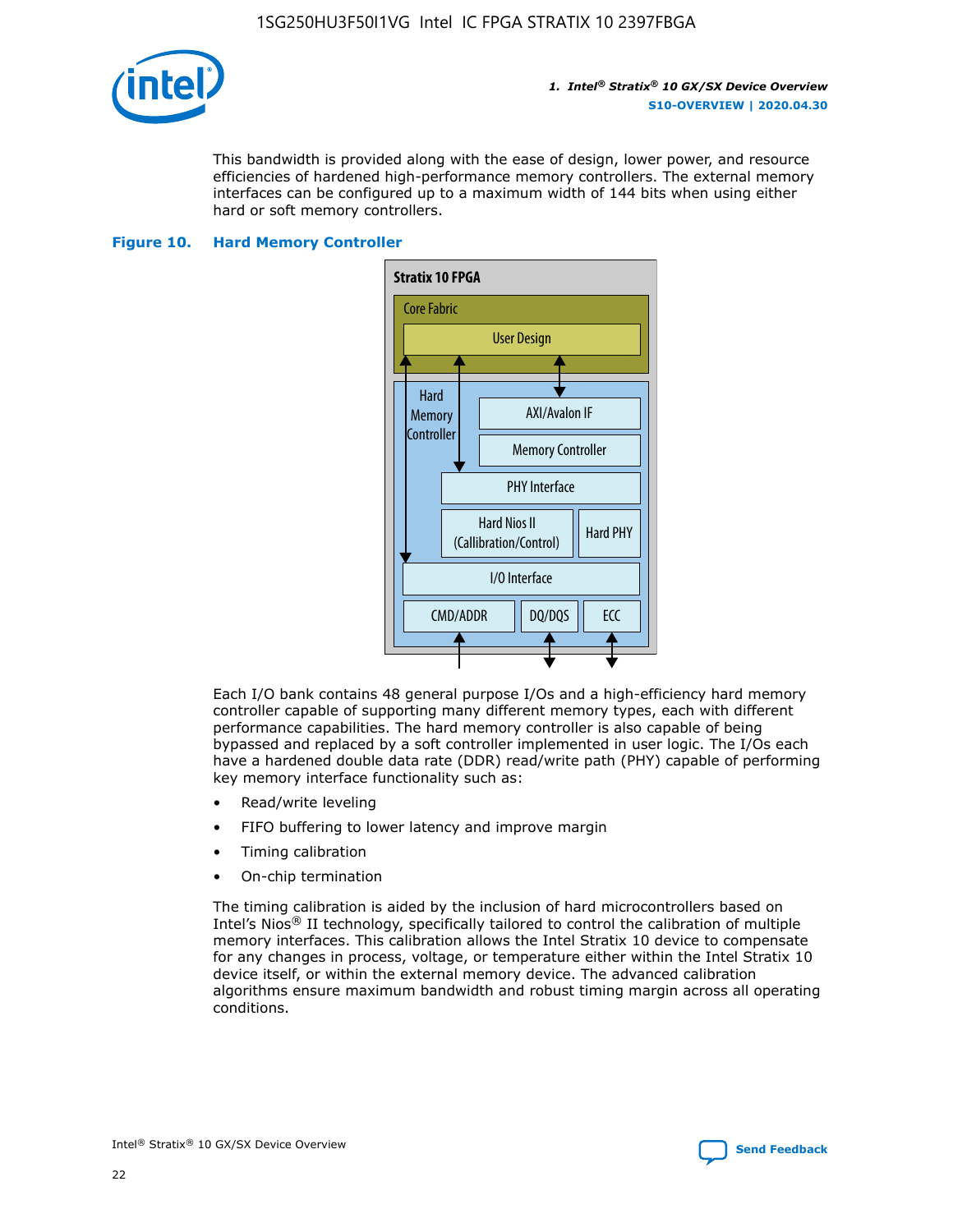This bandwidth is provided along with the ease of design, lower power, and resource efficiencies of hardened high-performance memory controllers. The external memory interfaces can be configured up to a maximum width of 144 bits when using either hard or soft memory controllers.

**Figure 10. Hard Memory Controller**

Stratix 10 FPGA

Core Fabric

User Design

Hard Memory Controller

AXI/Avalon IF

Memory Controller

PHY Interface

Hard Nios II (Callibration/Control)

Hard PHY

I/O Interface

CMD/ADDR | DQ/DQS | ECC

Each I/O bank contains 48 general purpose I/Os and a high-efficiency hard memory controller capable of supporting many different memory types, each with different performance capabilities. The hard memory controller is also capable of being bypassed and replaced by a soft controller implemented in user logic. The I/Os each have a hardened double data rate (DDR) read/write path (PHY) capable of performing key memory interface functionality such as:

- Read/write leveling
- FIFO buffering to lower latency and improve margin
- Timing calibration
- On-chip termination

The timing calibration is aided by the inclusion of hard microcontrollers based on Intel's Nios® II technology, specifically tailored to control the calibration of multiple memory interfaces. This calibration allows the Intel Stratix 10 device to compensate for any changes in process, voltage, or temperature either within the Intel Stratix 10 device itself, or within the external memory device. The advanced calibration algorithms ensure maximum bandwidth and robust timing margin across all operating conditions.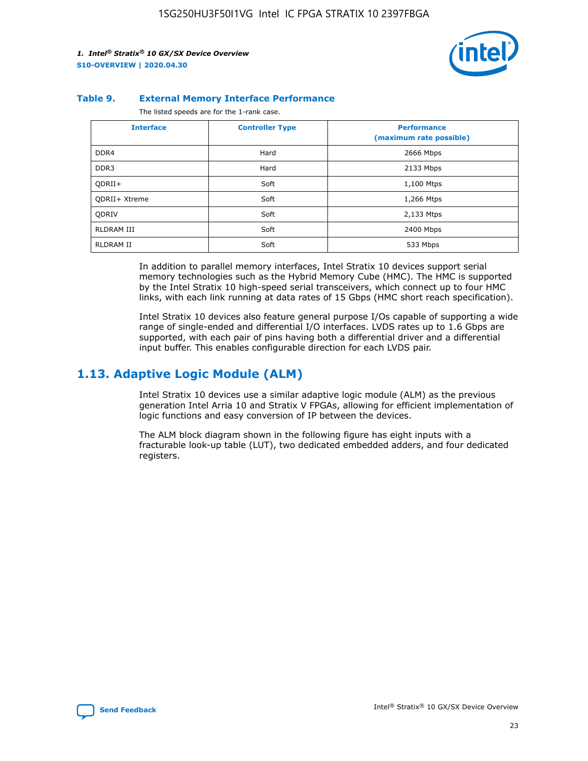**Table 9. External Memory Interface Performance**

The listed speeds are for the 1-rank case.

| Interface | Controller Type | Performance (maximum rate possible) |
|---|---|---|
| DDR4 | Hard | 2666 Mbps |
| DDR3 | Hard | 2133 Mbps |
| QDRII+ | Soft | 1,100 Mtps |
| QDRII+ Xtreme | Soft | 1,266 Mtps |
| QDRIV | Soft | 2,133 Mtps |
| RLDRAM III | Soft | 2400 Mbps |
| RLDRAM II | Soft | 533 Mbps |

In addition to parallel memory interfaces, Intel Stratix 10 devices support serial memory technologies such as the Hybrid Memory Cube (HMC). The HMC is supported by the Intel Stratix 10 high-speed serial transceivers, which connect up to four HMC links, with each link running at data rates of 15 Gbps (HMC short reach specification).

Intel Stratix 10 devices also feature general purpose I/Os capable of supporting a wide range of single-ended and differential I/O interfaces. LVDS rates up to 1.6 Gbps are supported, with each pair of pins having both a differential driver and a differential input buffer. This enables configurable direction for each LVDS pair.

## 1.13. Adaptive Logic Module (ALM)

Intel Stratix 10 devices use a similar adaptive logic module (ALM) as the previous generation Intel Arria 10 and Stratix V FPGAs, allowing for efficient implementation of logic functions and easy conversion of IP between the devices.

The ALM block diagram shown in the following figure has eight inputs with a fracturable look-up table (LUT), two dedicated embedded adders, and four dedicated registers.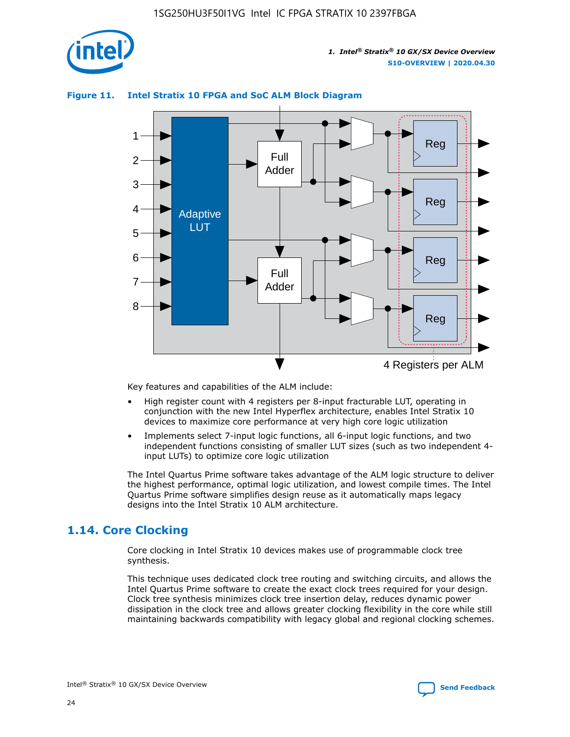**Figure 11. Intel Stratix 10 FPGA and SoC ALM Block Diagram**

Key features and capabilities of the ALM include:

- High register count with 4 registers per 8-input fracturable LUT, operating in conjunction with the new Intel Hyperflex architecture, enables Intel Stratix 10 devices to maximize core performance at very high core logic utilization
- Implements select 7-input logic functions, all 6-input logic functions, and two independent functions consisting of smaller LUT sizes (such as two independent 4-input LUTs) to optimize core logic utilization

The Intel Quartus Prime software takes advantage of the ALM logic structure to deliver the highest performance, optimal logic utilization, and lowest compile times. The Intel Quartus Prime software simplifies design reuse as it automatically maps legacy designs into the Intel Stratix 10 ALM architecture.

## 1.14. Core Clocking

Core clocking in Intel Stratix 10 devices makes use of programmable clock tree synthesis.

This technique uses dedicated clock tree routing and switching circuits, and allows the Intel Quartus Prime software to create the exact clock trees required for your design. Clock tree synthesis minimizes clock tree insertion delay, reduces dynamic power dissipation in the clock tree and allows greater clocking flexibility in the core while still maintaining backwards compatibility with legacy global and regional clocking schemes.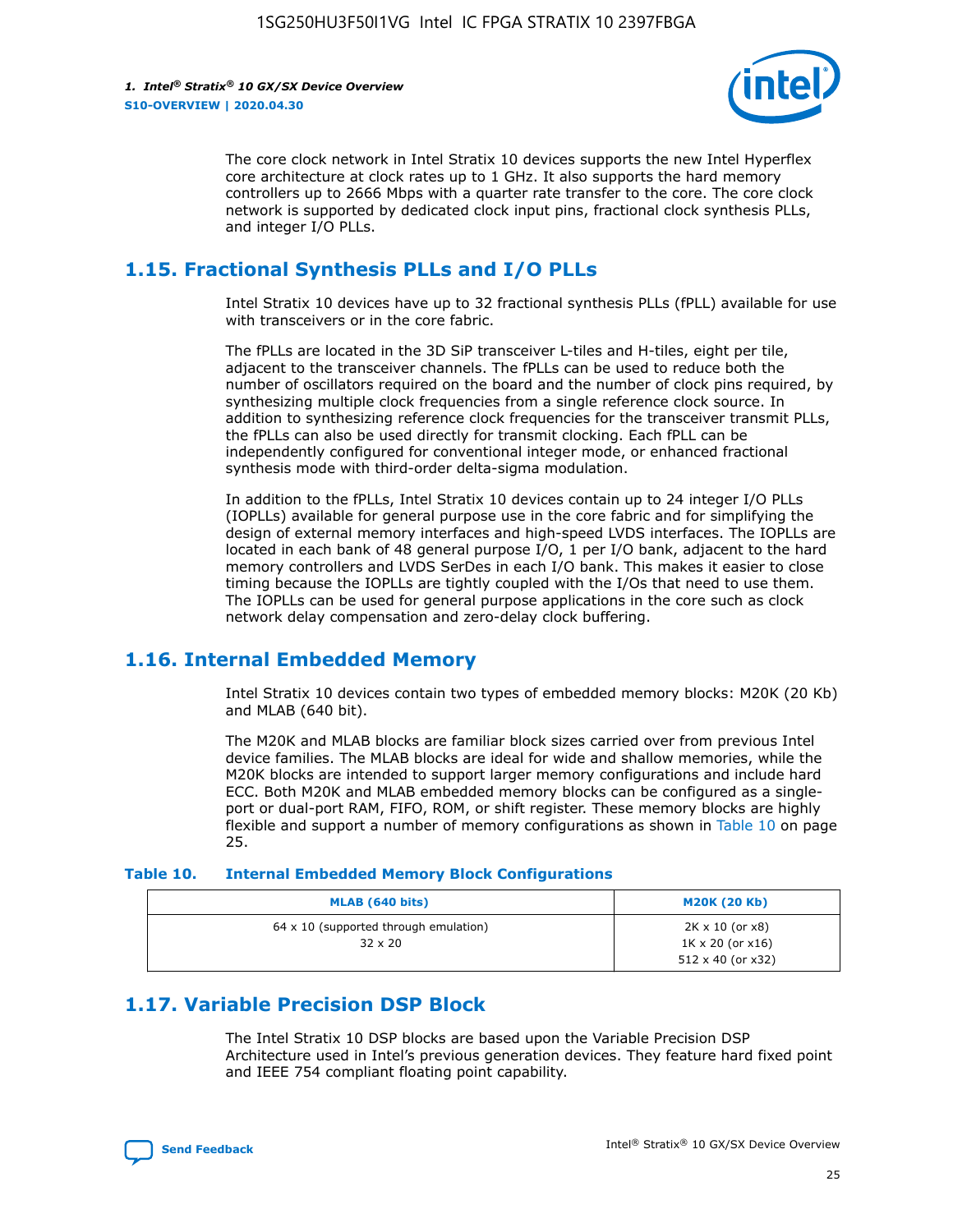The core clock network in Intel Stratix 10 devices supports the new Intel Hyperflex core architecture at clock rates up to 1 GHz. It also supports the hard memory controllers up to 2666 Mbps with a quarter rate transfer to the core. The core clock network is supported by dedicated clock input pins, fractional clock synthesis PLLs, and integer I/O PLLs.

## 1.15. Fractional Synthesis PLLs and I/O PLLs

Intel Stratix 10 devices have up to 32 fractional synthesis PLLs (fPLL) available for use with transceivers or in the core fabric.

The fPLLs are located in the 3D SiP transceiver L-tiles and H-tiles, eight per tile, adjacent to the transceiver channels. The fPLLs can be used to reduce both the number of oscillators required on the board and the number of clock pins required, by synthesizing multiple clock frequencies from a single reference clock source. In addition to synthesizing reference clock frequencies for the transceiver transmit PLLs, the fPLLs can also be used directly for transmit clocking. Each fPLL can be independently configured for conventional integer mode, or enhanced fractional synthesis mode with third-order delta-sigma modulation.

In addition to the fPLLs, Intel Stratix 10 devices contain up to 24 integer I/O PLLs (IOPLLs) available for general purpose use in the core fabric and for simplifying the design of external memory interfaces and high-speed LVDS interfaces. The IOPLLs are located in each bank of 48 general purpose I/O, 1 per I/O bank, adjacent to the hard memory controllers and LVDS SerDes in each I/O bank. This makes it easier to close timing because the IOPLLs are tightly coupled with the I/Os that need to use them. The IOPLLs can be used for general purpose applications in the core such as clock network delay compensation and zero-delay clock buffering.

## 1.16. Internal Embedded Memory

Intel Stratix 10 devices contain two types of embedded memory blocks: M20K (20 Kb) and MLAB (640 bit).

The M20K and MLAB blocks are familiar block sizes carried over from previous Intel device families. The MLAB blocks are ideal for wide and shallow memories, while the M20K blocks are intended to support larger memory configurations and include hard ECC. Both M20K and MLAB embedded memory blocks can be configured as a single-port or dual-port RAM, FIFO, ROM, or shift register. These memory blocks are highly flexible and support a number of memory configurations as shown in Table 10 on page 25.

**Table 10. Internal Embedded Memory Block Configurations**

| MLAB (640 bits) | M20K (20 Kb) |
|---|---|
| 64 x 10 (supported through emulation)<br>32 x 20 | 2K x 10 (or x8)<br>1K x 20 (or x16)<br>512 x 40 (or x32) |

## 1.17. Variable Precision DSP Block

The Intel Stratix 10 DSP blocks are based upon the Variable Precision DSP Architecture used in Intel's previous generation devices. They feature hard fixed point and IEEE 754 compliant floating point capability.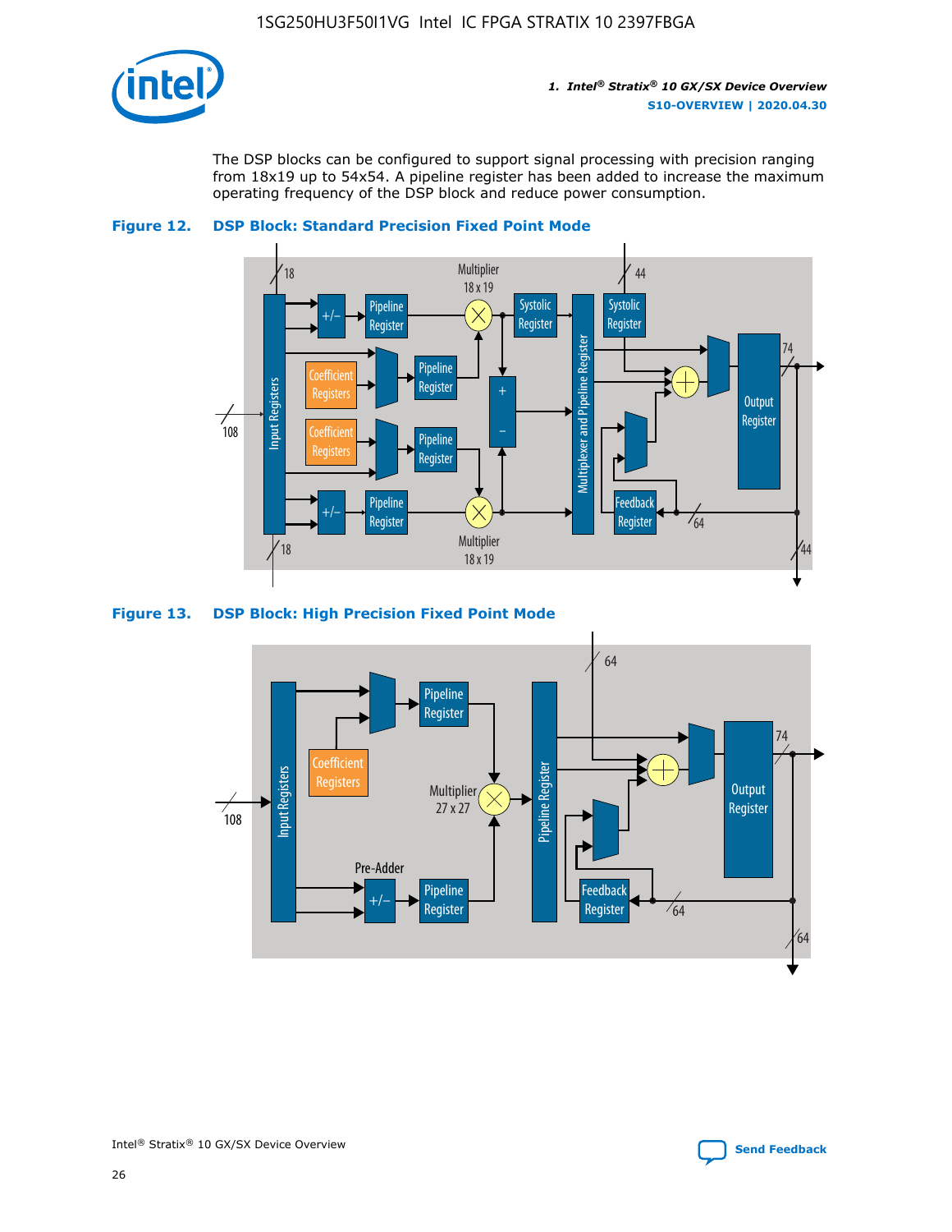The DSP blocks can be configured to support signal processing with precision ranging from 18x19 up to 54x54. A pipeline register has been added to increase the maximum operating frequency of the DSP block and reduce power consumption.

**Figure 12. DSP Block: Standard Precision Fixed Point Mode**

**Figure 13. DSP Block: High Precision Fixed Point Mode**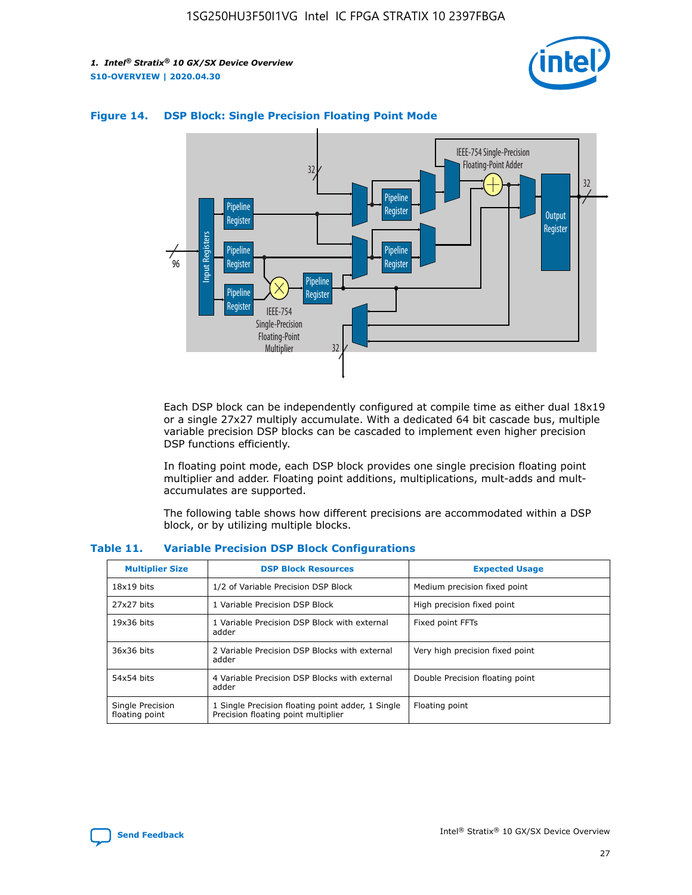**Figure 14. DSP Block: Single Precision Floating Point Mode**

Each DSP block can be independently configured at compile time as either dual 18x19 or a single 27x27 multiply accumulate. With a dedicated 64 bit cascade bus, multiple variable precision DSP blocks can be cascaded to implement even higher precision DSP functions efficiently.

In floating point mode, each DSP block provides one single precision floating point multiplier and adder. Floating point additions, multiplications, mult-adds and mult-accumulates are supported.

The following table shows how different precisions are accommodated within a DSP block, or by utilizing multiple blocks.

**Table 11. Variable Precision DSP Block Configurations**

| Multiplier Size | DSP Block Resources | Expected Usage |
|---|---|---|
| 18x19 bits | 1/2 of Variable Precision DSP Block | Medium precision fixed point |
| 27x27 bits | 1 Variable Precision DSP Block | High precision fixed point |
| 19x36 bits | 1 Variable Precision DSP Block with external adder | Fixed point FFTs |
| 36x36 bits | 2 Variable Precision DSP Blocks with external adder | Very high precision fixed point |
| 54x54 bits | 4 Variable Precision DSP Blocks with external adder | Double Precision floating point |
| Single Precision floating point | 1 Single Precision floating point adder, 1 Single Precision floating point multiplier | Floating point |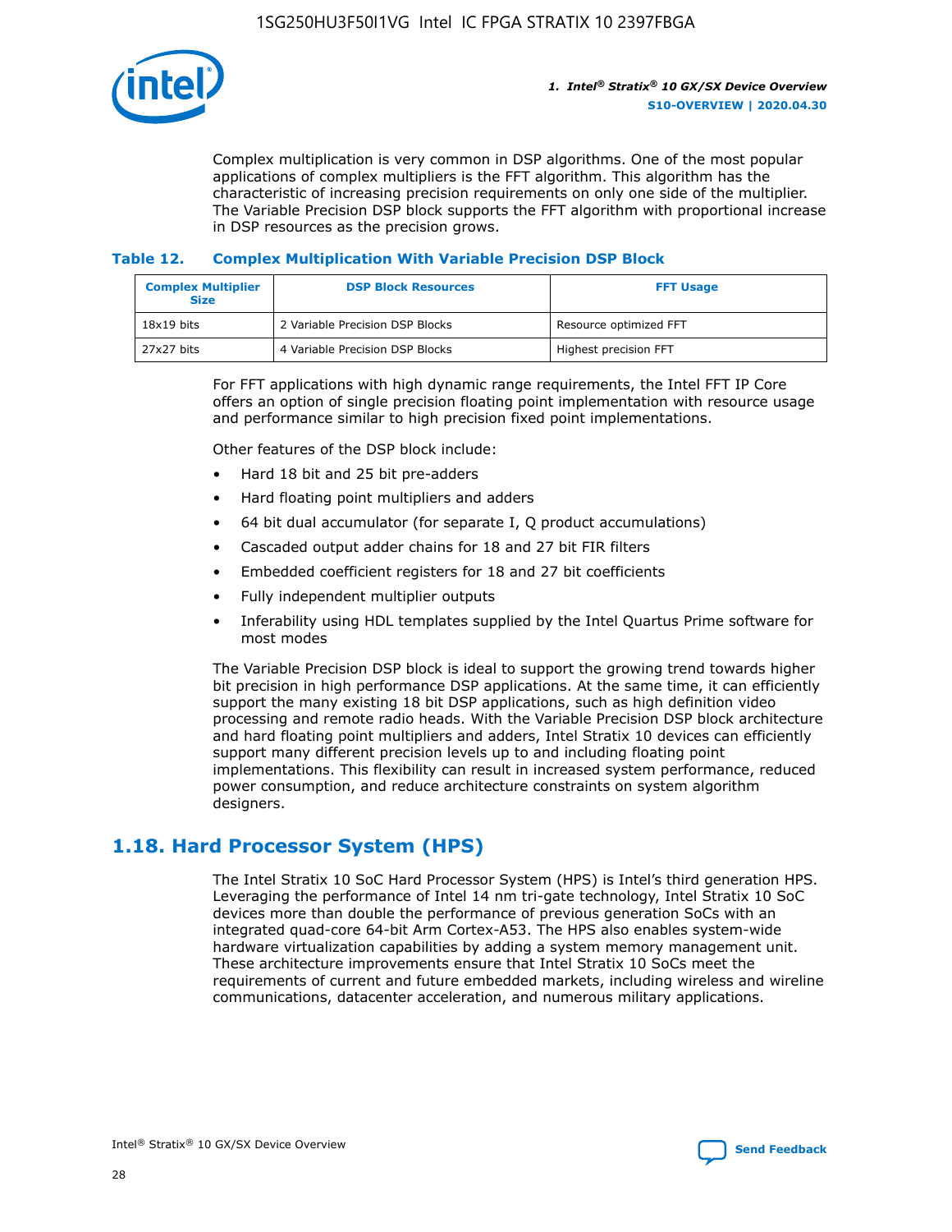Complex multiplication is very common in DSP algorithms. One of the most popular applications of complex multipliers is the FFT algorithm. This algorithm has the characteristic of increasing precision requirements on only one side of the multiplier. The Variable Precision DSP block supports the FFT algorithm with proportional increase in DSP resources as the precision grows.

### Table 12. Complex Multiplication With Variable Precision DSP Block

| Complex Multiplier Size | DSP Block Resources | FFT Usage |
| --- | --- | --- |
| 18x19 bits | 2 Variable Precision DSP Blocks | Resource optimized FFT |
| 27x27 bits | 4 Variable Precision DSP Blocks | Highest precision FFT |

For FFT applications with high dynamic range requirements, the Intel FFT IP Core offers an option of single precision floating point implementation with resource usage and performance similar to high precision fixed point implementations.

Other features of the DSP block include:

- Hard 18 bit and 25 bit pre-adders
- Hard floating point multipliers and adders
- 64 bit dual accumulator (for separate I, Q product accumulations)
- Cascaded output adder chains for 18 and 27 bit FIR filters
- Embedded coefficient registers for 18 and 27 bit coefficients
- Fully independent multiplier outputs
- Inferability using HDL templates supplied by the Intel Quartus Prime software for most modes

The Variable Precision DSP block is ideal to support the growing trend towards higher bit precision in high performance DSP applications. At the same time, it can efficiently support the many existing 18 bit DSP applications, such as high definition video processing and remote radio heads. With the Variable Precision DSP block architecture and hard floating point multipliers and adders, Intel Stratix 10 devices can efficiently support many different precision levels up to and including floating point implementations. This flexibility can result in increased system performance, reduced power consumption, and reduce architecture constraints on system algorithm designers.

## 1.18. Hard Processor System (HPS)

The Intel Stratix 10 SoC Hard Processor System (HPS) is Intel's third generation HPS. Leveraging the performance of Intel 14 nm tri-gate technology, Intel Stratix 10 SoC devices more than double the performance of previous generation SoCs with an integrated quad-core 64-bit Arm Cortex-A53. The HPS also enables system-wide hardware virtualization capabilities by adding a system memory management unit. These architecture improvements ensure that Intel Stratix 10 SoCs meet the requirements of current and future embedded markets, including wireless and wireline communications, datacenter acceleration, and numerous military applications.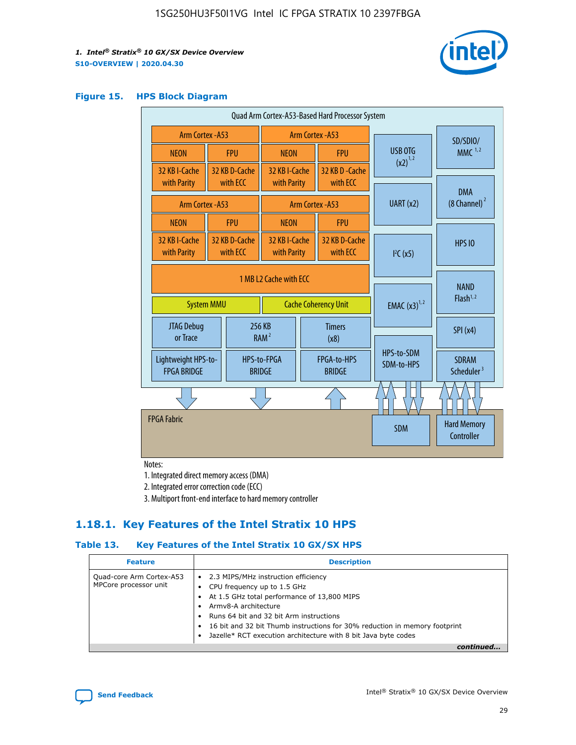**Figure 15. HPS Block Diagram**

Quad Arm Cortex-A53-Based Hard Processor System

| Arm Cortex-A53 | | Arm Cortex-A53 | |
|---|---|---|---|
| NEON | FPU | NEON | FPU |
| 32 KB I-Cache with Parity | 32 KB D-Cache with ECC | 32 KB I-Cache with Parity | 32 KB D-Cache with ECC |

| Arm Cortex-A53 | | Arm Cortex-A53 | |
|---|---|---|---|
| NEON | FPU | NEON | FPU |
| 32 KB I-Cache with Parity | 32 KB D-Cache with ECC | 32 KB I-Cache with Parity | 32 KB D-Cache with ECC |

1 MB L2 Cache with ECC

System MMU | Cache Coherency Unit

JTAG Debug or Trace | 256 KB RAM[2] | Timers (x8)

Lightweight HPS-to-FPGA BRIDGE | HPS-to-FPGA BRIDGE | FPGA-to-HPS BRIDGE

USB OTG (x2)[1,2] | UART (x2) | I²C (x5) | EMAC (x3)[1,2] | HPS-to-SDM SDM-to-HPS

SD/SDIO/MMC[1,2] | DMA (8 Channel)[2] | HPS IO | NAND Flash[1,2] | SPI (x4) | SDRAM Scheduler[3]

FPGA Fabric | SDM | Hard Memory Controller

Notes:

1. Integrated direct memory access (DMA)
2. Integrated error correction code (ECC)
3. Multiport front-end interface to hard memory controller

## 1.18.1. Key Features of the Intel Stratix 10 HPS

**Table 13. Key Features of the Intel Stratix 10 GX/SX HPS**

| Feature | Description |
|---|---|
| Quad-core Arm Cortex-A53 MPCore processor unit | • 2.3 MIPS/MHz instruction efficiency<br>• CPU frequency up to 1.5 GHz<br>• At 1.5 GHz total performance of 13,800 MIPS<br>• Armv8-A architecture<br>• Runs 64 bit and 32 bit Arm instructions<br>• 16 bit and 32 bit Thumb instructions for 30% reduction in memory footprint<br>• Jazelle* RCT execution architecture with 8 bit Java byte codes |

*continued...*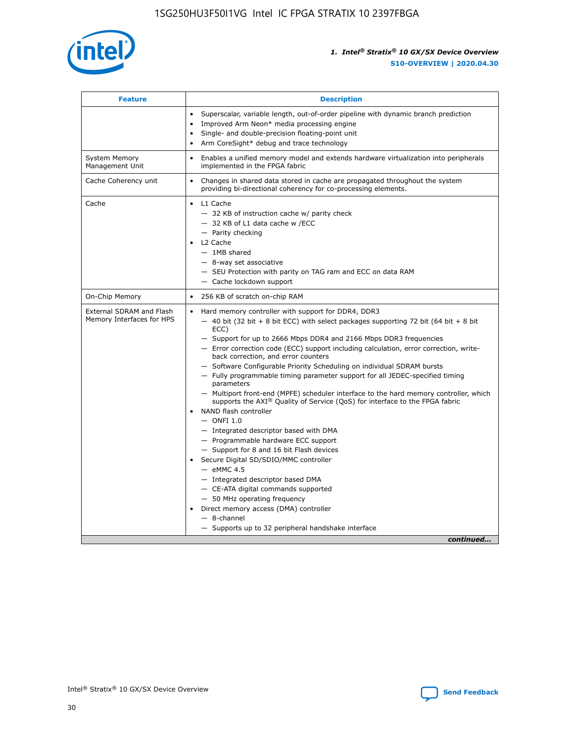| Feature | Description |
| --- | --- |
|  | • Superscalar, variable length, out-of-order pipeline with dynamic branch prediction<br>• Improved Arm Neon* media processing engine<br>• Single- and double-precision floating-point unit<br>• Arm CoreSight* debug and trace technology |
| System Memory Management Unit | • Enables a unified memory model and extends hardware virtualization into peripherals implemented in the FPGA fabric |
| Cache Coherency unit | • Changes in shared data stored in cache are propagated throughout the system providing bi-directional coherency for co-processing elements. |
| Cache | • L1 Cache<br>— 32 KB of instruction cache w/ parity check<br>— 32 KB of L1 data cache w /ECC<br>— Parity checking<br>• L2 Cache<br>— 1MB shared<br>— 8-way set associative<br>— SEU Protection with parity on TAG ram and ECC on data RAM<br>— Cache lockdown support |
| On-Chip Memory | • 256 KB of scratch on-chip RAM |
| External SDRAM and Flash Memory Interfaces for HPS | • Hard memory controller with support for DDR4, DDR3<br>— 40 bit (32 bit + 8 bit ECC) with select packages supporting 72 bit (64 bit + 8 bit ECC)<br>— Support for up to 2666 Mbps DDR4 and 2166 Mbps DDR3 frequencies<br>— Error correction code (ECC) support including calculation, error correction, write-back correction, and error counters<br>— Software Configurable Priority Scheduling on individual SDRAM bursts<br>— Fully programmable timing parameter support for all JEDEC-specified timing parameters<br>— Multiport front-end (MPFE) scheduler interface to the hard memory controller, which supports the AXI® Quality of Service (QoS) for interface to the FPGA fabric<br>• NAND flash controller<br>— ONFI 1.0<br>— Integrated descriptor based with DMA<br>— Programmable hardware ECC support<br>— Support for 8 and 16 bit Flash devices<br>• Secure Digital SD/SDIO/MMC controller<br>— eMMC 4.5<br>— Integrated descriptor based DMA<br>— CE-ATA digital commands supported<br>— 50 MHz operating frequency<br>• Direct memory access (DMA) controller<br>— 8-channel<br>— Supports up to 32 peripheral handshake interface |

*continued...*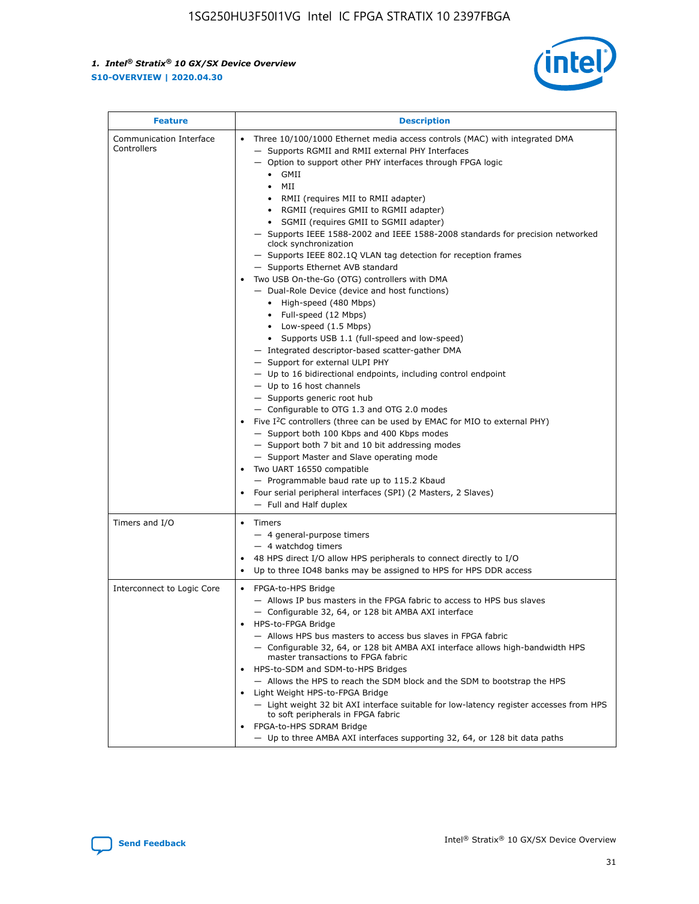| Feature | Description |
| --- | --- |
| Communication Interface Controllers | • Three 10/100/1000 Ethernet media access controls (MAC) with integrated DMA<br>— Supports RGMII and RMII external PHY Interfaces<br>— Option to support other PHY interfaces through FPGA logic<br>• GMII<br>• MII<br>• RMII (requires MII to RMII adapter)<br>• RGMII (requires GMII to RGMII adapter)<br>• SGMII (requires GMII to SGMII adapter)<br>— Supports IEEE 1588-2002 and IEEE 1588-2008 standards for precision networked clock synchronization<br>— Supports IEEE 802.1Q VLAN tag detection for reception frames<br>— Supports Ethernet AVB standard<br>• Two USB On-the-Go (OTG) controllers with DMA<br>— Dual-Role Device (device and host functions)<br>• High-speed (480 Mbps)<br>• Full-speed (12 Mbps)<br>• Low-speed (1.5 Mbps)<br>• Supports USB 1.1 (full-speed and low-speed)<br>— Integrated descriptor-based scatter-gather DMA<br>— Support for external ULPI PHY<br>— Up to 16 bidirectional endpoints, including control endpoint<br>— Up to 16 host channels<br>— Supports generic root hub<br>— Configurable to OTG 1.3 and OTG 2.0 modes<br>• Five I²C controllers (three can be used by EMAC for MIO to external PHY)<br>— Support both 100 Kbps and 400 Kbps modes<br>— Support both 7 bit and 10 bit addressing modes<br>— Support Master and Slave operating mode<br>• Two UART 16550 compatible<br>— Programmable baud rate up to 115.2 Kbaud<br>• Four serial peripheral interfaces (SPI) (2 Masters, 2 Slaves)<br>— Full and Half duplex |
| Timers and I/O | • Timers<br>— 4 general-purpose timers<br>— 4 watchdog timers<br>• 48 HPS direct I/O allow HPS peripherals to connect directly to I/O<br>• Up to three IO48 banks may be assigned to HPS for HPS DDR access |
| Interconnect to Logic Core | • FPGA-to-HPS Bridge<br>— Allows IP bus masters in the FPGA fabric to access to HPS bus slaves<br>— Configurable 32, 64, or 128 bit AMBA AXI interface<br>• HPS-to-FPGA Bridge<br>— Allows HPS bus masters to access bus slaves in FPGA fabric<br>— Configurable 32, 64, or 128 bit AMBA AXI interface allows high-bandwidth HPS master transactions to FPGA fabric<br>• HPS-to-SDM and SDM-to-HPS Bridges<br>— Allows the HPS to reach the SDM block and the SDM to bootstrap the HPS<br>• Light Weight HPS-to-FPGA Bridge<br>— Light weight 32 bit AXI interface suitable for low-latency register accesses from HPS to soft peripherals in FPGA fabric<br>• FPGA-to-HPS SDRAM Bridge<br>— Up to three AMBA AXI interfaces supporting 32, 64, or 128 bit data paths |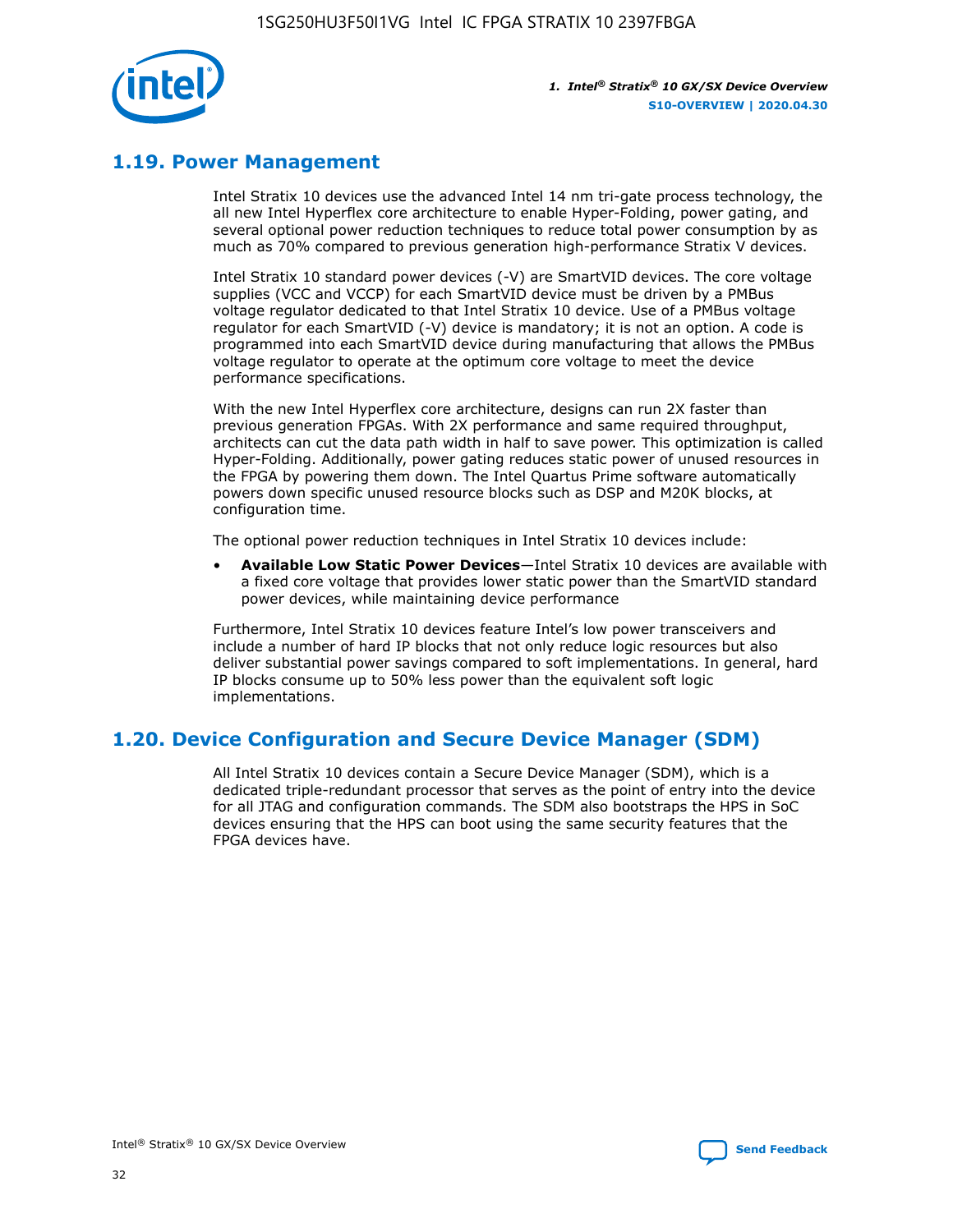## 1.19. Power Management

Intel Stratix 10 devices use the advanced Intel 14 nm tri-gate process technology, the all new Intel Hyperflex core architecture to enable Hyper-Folding, power gating, and several optional power reduction techniques to reduce total power consumption by as much as 70% compared to previous generation high-performance Stratix V devices.

Intel Stratix 10 standard power devices (-V) are SmartVID devices. The core voltage supplies (VCC and VCCP) for each SmartVID device must be driven by a PMBus voltage regulator dedicated to that Intel Stratix 10 device. Use of a PMBus voltage regulator for each SmartVID (-V) device is mandatory; it is not an option. A code is programmed into each SmartVID device during manufacturing that allows the PMBus voltage regulator to operate at the optimum core voltage to meet the device performance specifications.

With the new Intel Hyperflex core architecture, designs can run 2X faster than previous generation FPGAs. With 2X performance and same required throughput, architects can cut the data path width in half to save power. This optimization is called Hyper-Folding. Additionally, power gating reduces static power of unused resources in the FPGA by powering them down. The Intel Quartus Prime software automatically powers down specific unused resource blocks such as DSP and M20K blocks, at configuration time.

The optional power reduction techniques in Intel Stratix 10 devices include:

- **Available Low Static Power Devices**—Intel Stratix 10 devices are available with a fixed core voltage that provides lower static power than the SmartVID standard power devices, while maintaining device performance

Furthermore, Intel Stratix 10 devices feature Intel's low power transceivers and include a number of hard IP blocks that not only reduce logic resources but also deliver substantial power savings compared to soft implementations. In general, hard IP blocks consume up to 50% less power than the equivalent soft logic implementations.

## 1.20. Device Configuration and Secure Device Manager (SDM)

All Intel Stratix 10 devices contain a Secure Device Manager (SDM), which is a dedicated triple-redundant processor that serves as the point of entry into the device for all JTAG and configuration commands. The SDM also bootstraps the HPS in SoC devices ensuring that the HPS can boot using the same security features that the FPGA devices have.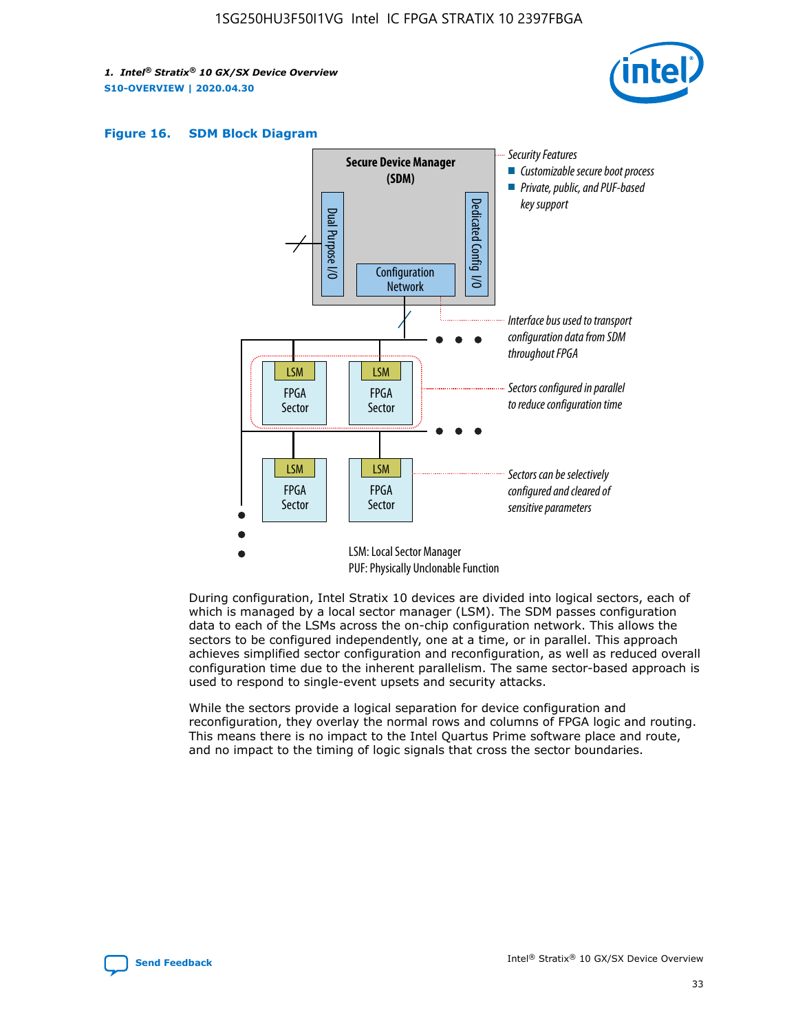**Figure 16. SDM Block Diagram**

Security Features
- Customizable secure boot process
- Private, public, and PUF-based key support

Secure Device Manager (SDM)

Dual Purpose I/O

Dedicated Config I/O

Configuration Network

Interface bus used to transport configuration data from SDM throughout FPGA

LSM FPGA Sector

Sectors configured in parallel to reduce configuration time

Sectors can be selectively configured and cleared of sensitive parameters

LSM: Local Sector Manager
PUF: Physically Unclonable Function

During configuration, Intel Stratix 10 devices are divided into logical sectors, each of which is managed by a local sector manager (LSM). The SDM passes configuration data to each of the LSMs across the on-chip configuration network. This allows the sectors to be configured independently, one at a time, or in parallel. This approach achieves simplified sector configuration and reconfiguration, as well as reduced overall configuration time due to the inherent parallelism. The same sector-based approach is used to respond to single-event upsets and security attacks.

While the sectors provide a logical separation for device configuration and reconfiguration, they overlay the normal rows and columns of FPGA logic and routing. This means there is no impact to the Intel Quartus Prime software place and route, and no impact to the timing of logic signals that cross the sector boundaries.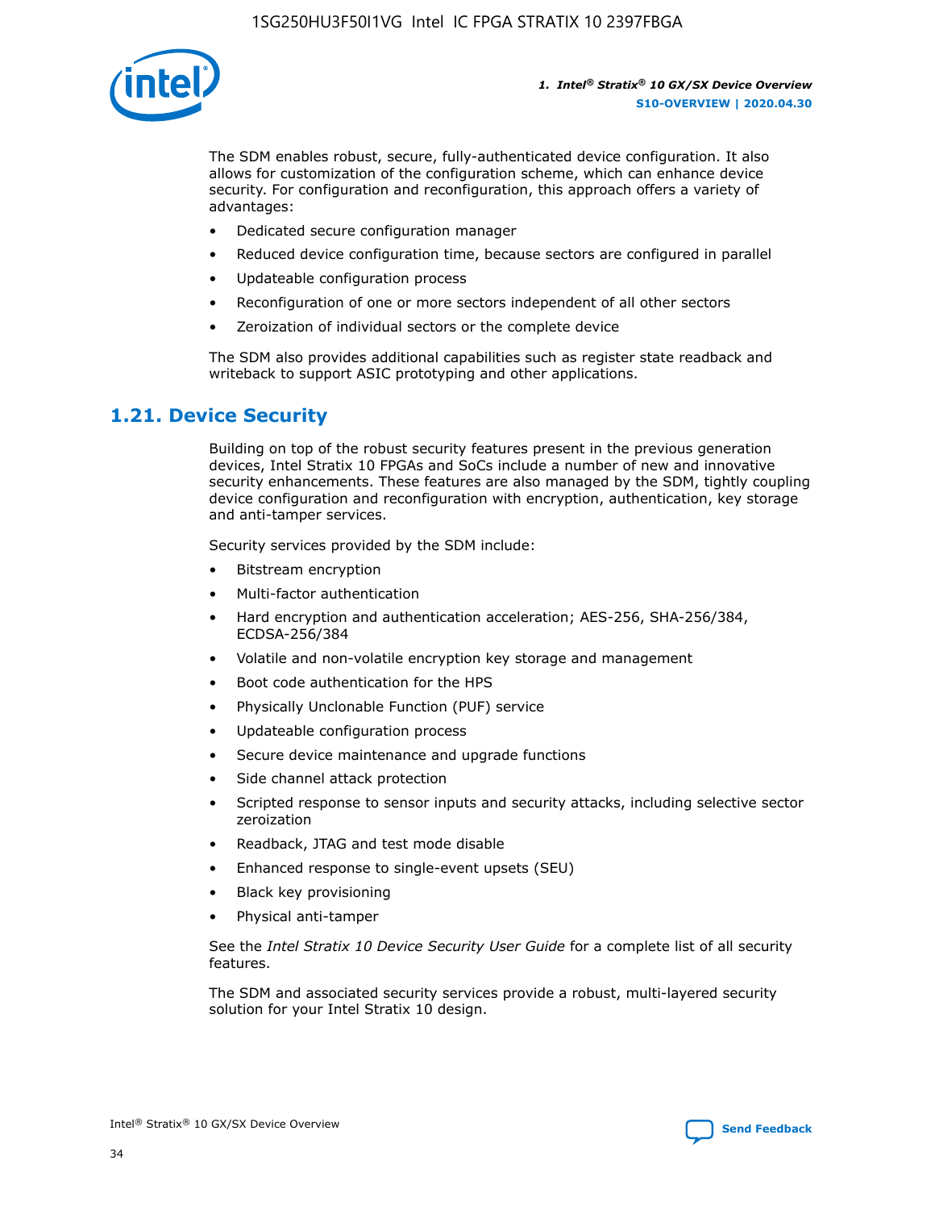The SDM enables robust, secure, fully-authenticated device configuration. It also allows for customization of the configuration scheme, which can enhance device security. For configuration and reconfiguration, this approach offers a variety of advantages:

- Dedicated secure configuration manager
- Reduced device configuration time, because sectors are configured in parallel
- Updateable configuration process
- Reconfiguration of one or more sectors independent of all other sectors
- Zeroization of individual sectors or the complete device

The SDM also provides additional capabilities such as register state readback and writeback to support ASIC prototyping and other applications.

## 1.21. Device Security

Building on top of the robust security features present in the previous generation devices, Intel Stratix 10 FPGAs and SoCs include a number of new and innovative security enhancements. These features are also managed by the SDM, tightly coupling device configuration and reconfiguration with encryption, authentication, key storage and anti-tamper services.

Security services provided by the SDM include:

- Bitstream encryption
- Multi-factor authentication
- Hard encryption and authentication acceleration; AES-256, SHA-256/384, ECDSA-256/384
- Volatile and non-volatile encryption key storage and management
- Boot code authentication for the HPS
- Physically Unclonable Function (PUF) service
- Updateable configuration process
- Secure device maintenance and upgrade functions
- Side channel attack protection
- Scripted response to sensor inputs and security attacks, including selective sector zeroization
- Readback, JTAG and test mode disable
- Enhanced response to single-event upsets (SEU)
- Black key provisioning
- Physical anti-tamper

See the *Intel Stratix 10 Device Security User Guide* for a complete list of all security features.

The SDM and associated security services provide a robust, multi-layered security solution for your Intel Stratix 10 design.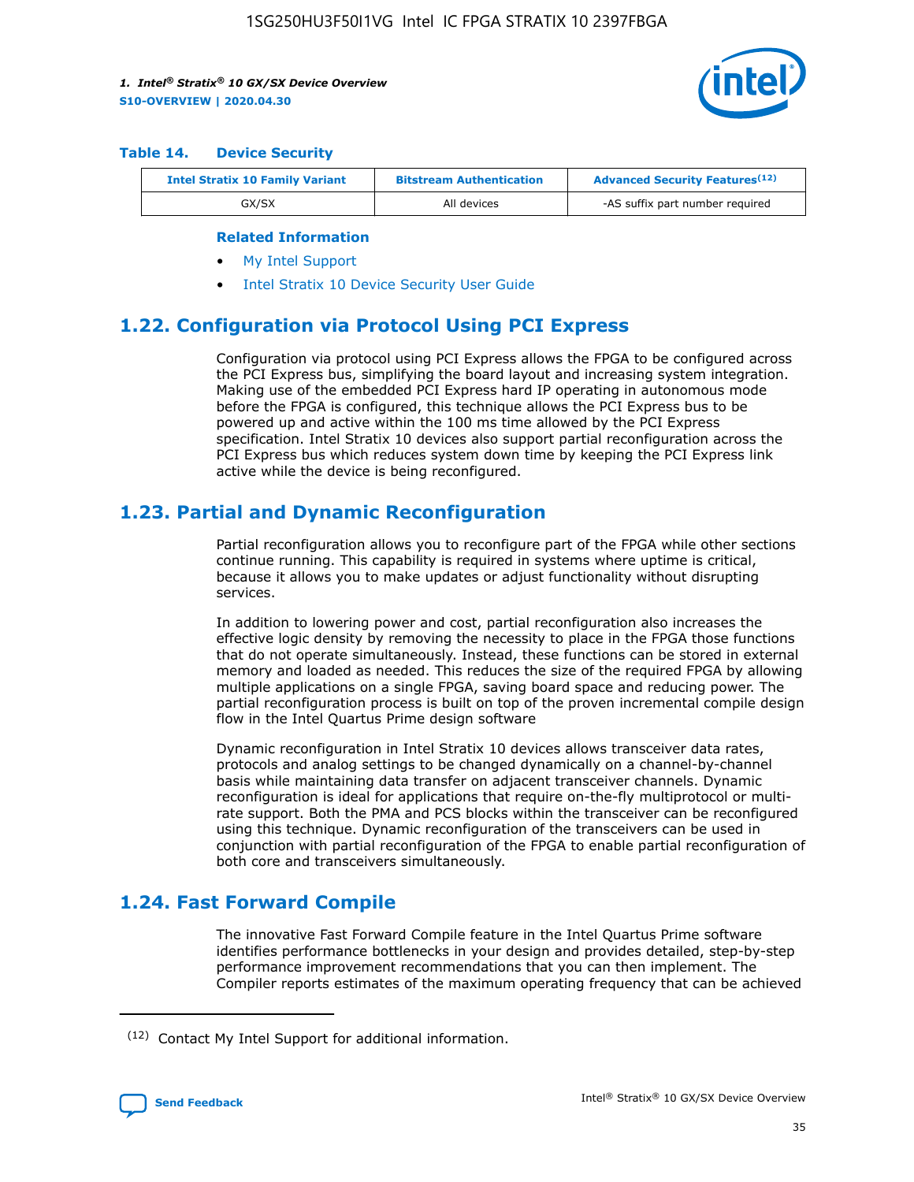**Table 14. Device Security**

| Intel Stratix 10 Family Variant | Bitstream Authentication | Advanced Security Features[(12)] |
| --- | --- | --- |
| GX/SX | All devices | -AS suffix part number required |

**Related Information**

- My Intel Support
- Intel Stratix 10 Device Security User Guide

## 1.22. Configuration via Protocol Using PCI Express

Configuration via protocol using PCI Express allows the FPGA to be configured across the PCI Express bus, simplifying the board layout and increasing system integration. Making use of the embedded PCI Express hard IP operating in autonomous mode before the FPGA is configured, this technique allows the PCI Express bus to be powered up and active within the 100 ms time allowed by the PCI Express specification. Intel Stratix 10 devices also support partial reconfiguration across the PCI Express bus which reduces system down time by keeping the PCI Express link active while the device is being reconfigured.

## 1.23. Partial and Dynamic Reconfiguration

Partial reconfiguration allows you to reconfigure part of the FPGA while other sections continue running. This capability is required in systems where uptime is critical, because it allows you to make updates or adjust functionality without disrupting services.

In addition to lowering power and cost, partial reconfiguration also increases the effective logic density by removing the necessity to place in the FPGA those functions that do not operate simultaneously. Instead, these functions can be stored in external memory and loaded as needed. This reduces the size of the required FPGA by allowing multiple applications on a single FPGA, saving board space and reducing power. The partial reconfiguration process is built on top of the proven incremental compile design flow in the Intel Quartus Prime design software

Dynamic reconfiguration in Intel Stratix 10 devices allows transceiver data rates, protocols and analog settings to be changed dynamically on a channel-by-channel basis while maintaining data transfer on adjacent transceiver channels. Dynamic reconfiguration is ideal for applications that require on-the-fly multiprotocol or multi-rate support. Both the PMA and PCS blocks within the transceiver can be reconfigured using this technique. Dynamic reconfiguration of the transceivers can be used in conjunction with partial reconfiguration of the FPGA to enable partial reconfiguration of both core and transceivers simultaneously.

## 1.24. Fast Forward Compile

The innovative Fast Forward Compile feature in the Intel Quartus Prime software identifies performance bottlenecks in your design and provides detailed, step-by-step performance improvement recommendations that you can then implement. The Compiler reports estimates of the maximum operating frequency that can be achieved

(12) Contact My Intel Support for additional information.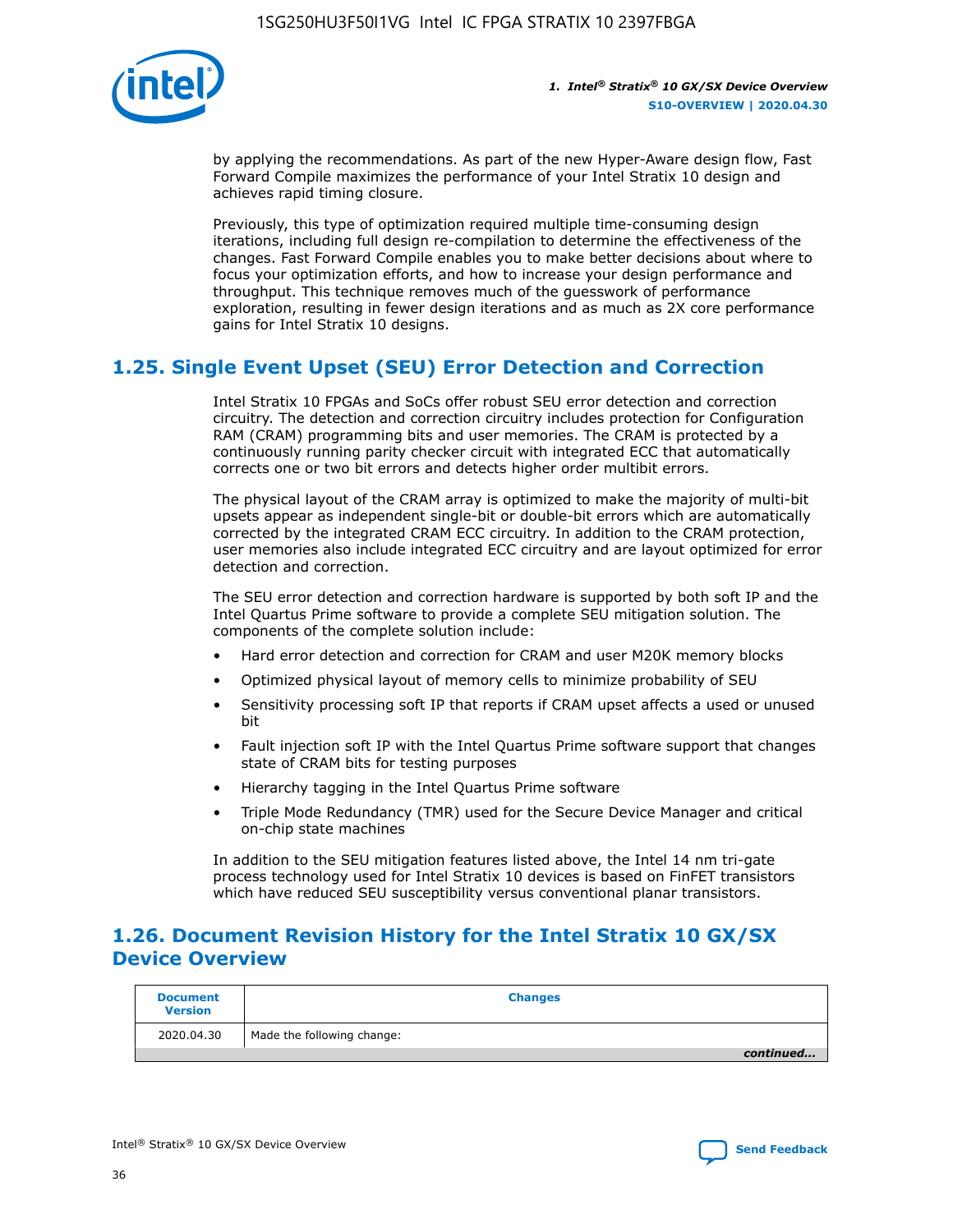by applying the recommendations. As part of the new Hyper-Aware design flow, Fast Forward Compile maximizes the performance of your Intel Stratix 10 design and achieves rapid timing closure.

Previously, this type of optimization required multiple time-consuming design iterations, including full design re-compilation to determine the effectiveness of the changes. Fast Forward Compile enables you to make better decisions about where to focus your optimization efforts, and how to increase your design performance and throughput. This technique removes much of the guesswork of performance exploration, resulting in fewer design iterations and as much as 2X core performance gains for Intel Stratix 10 designs.

## 1.25. Single Event Upset (SEU) Error Detection and Correction

Intel Stratix 10 FPGAs and SoCs offer robust SEU error detection and correction circuitry. The detection and correction circuitry includes protection for Configuration RAM (CRAM) programming bits and user memories. The CRAM is protected by a continuously running parity checker circuit with integrated ECC that automatically corrects one or two bit errors and detects higher order multibit errors.

The physical layout of the CRAM array is optimized to make the majority of multi-bit upsets appear as independent single-bit or double-bit errors which are automatically corrected by the integrated CRAM ECC circuitry. In addition to the CRAM protection, user memories also include integrated ECC circuitry and are layout optimized for error detection and correction.

The SEU error detection and correction hardware is supported by both soft IP and the Intel Quartus Prime software to provide a complete SEU mitigation solution. The components of the complete solution include:

- Hard error detection and correction for CRAM and user M20K memory blocks
- Optimized physical layout of memory cells to minimize probability of SEU
- Sensitivity processing soft IP that reports if CRAM upset affects a used or unused bit
- Fault injection soft IP with the Intel Quartus Prime software support that changes state of CRAM bits for testing purposes
- Hierarchy tagging in the Intel Quartus Prime software
- Triple Mode Redundancy (TMR) used for the Secure Device Manager and critical on-chip state machines

In addition to the SEU mitigation features listed above, the Intel 14 nm tri-gate process technology used for Intel Stratix 10 devices is based on FinFET transistors which have reduced SEU susceptibility versus conventional planar transistors.

## 1.26. Document Revision History for the Intel Stratix 10 GX/SX Device Overview

| Document Version | Changes |
|---|---|
| 2020.04.30 | Made the following change: |

*continued...*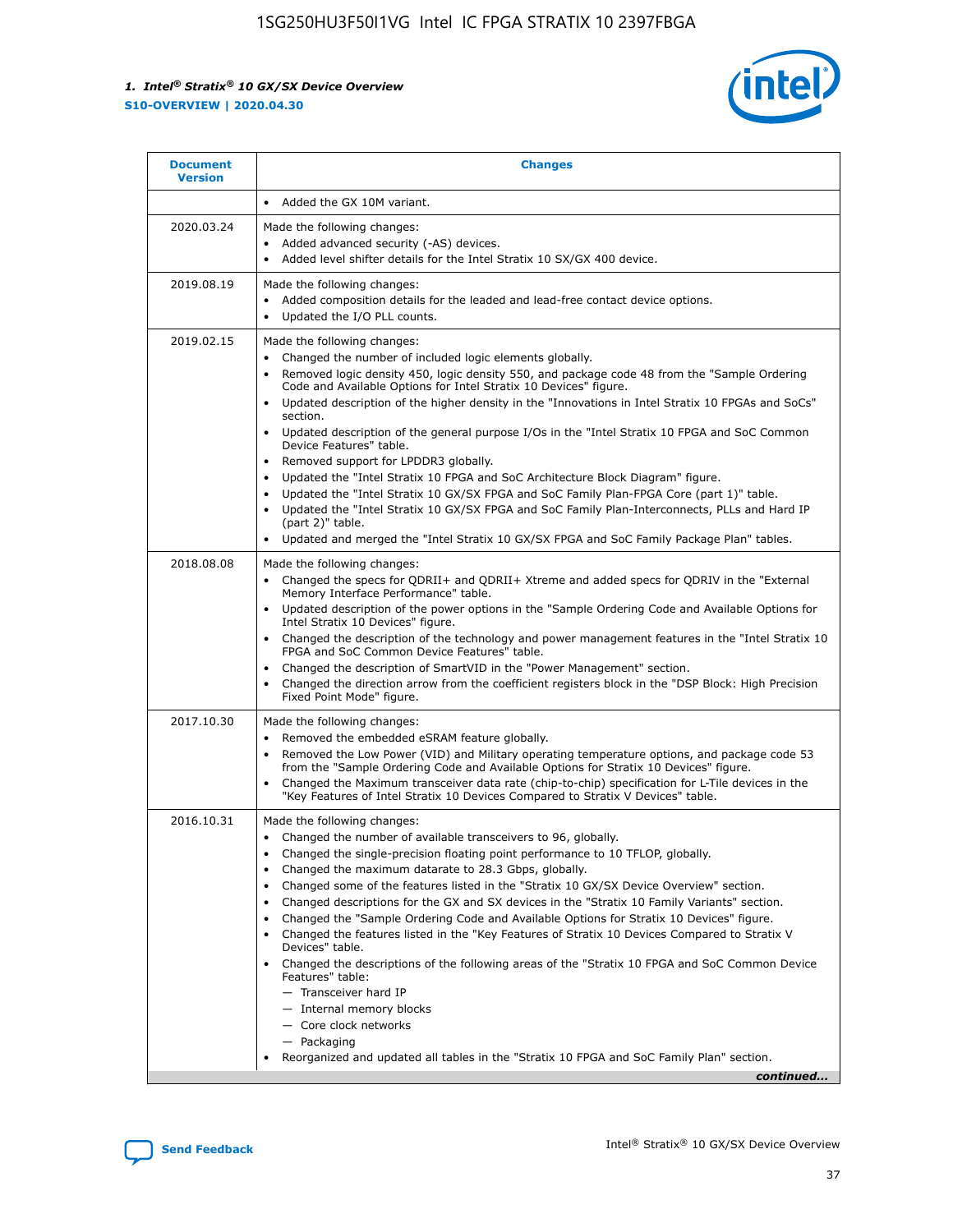| Document Version | Changes |
| --- | --- |
|  | • Added the GX 10M variant. |
| 2020.03.24 | Made the following changes:<br>• Added advanced security (-AS) devices.<br>• Added level shifter details for the Intel Stratix 10 SX/GX 400 device. |
| 2019.08.19 | Made the following changes:<br>• Added composition details for the leaded and lead-free contact device options.<br>• Updated the I/O PLL counts. |
| 2019.02.15 | Made the following changes:<br>• Changed the number of included logic elements globally.<br>• Removed logic density 450, logic density 550, and package code 48 from the "Sample Ordering Code and Available Options for Intel Stratix 10 Devices" figure.<br>• Updated description of the higher density in the "Innovations in Intel Stratix 10 FPGAs and SoCs" section.<br>• Updated description of the general purpose I/Os in the "Intel Stratix 10 FPGA and SoC Common Device Features" table.<br>• Removed support for LPDDR3 globally.<br>• Updated the "Intel Stratix 10 FPGA and SoC Architecture Block Diagram" figure.<br>• Updated the "Intel Stratix 10 GX/SX FPGA and SoC Family Plan-FPGA Core (part 1)" table.<br>• Updated the "Intel Stratix 10 GX/SX FPGA and SoC Family Plan-Interconnects, PLLs and Hard IP (part 2)" table.<br>• Updated and merged the "Intel Stratix 10 GX/SX FPGA and SoC Family Package Plan" tables. |
| 2018.08.08 | Made the following changes:<br>• Changed the specs for QDRII+ and QDRII+ Xtreme and added specs for QDRIV in the "External Memory Interface Performance" table.<br>• Updated description of the power options in the "Sample Ordering Code and Available Options for Intel Stratix 10 Devices" figure.<br>• Changed the description of the technology and power management features in the "Intel Stratix 10 FPGA and SoC Common Device Features" table.<br>• Changed the description of SmartVID in the "Power Management" section.<br>• Changed the direction arrow from the coefficient registers block in the "DSP Block: High Precision Fixed Point Mode" figure. |
| 2017.10.30 | Made the following changes:<br>• Removed the embedded eSRAM feature globally.<br>• Removed the Low Power (VID) and Military operating temperature options, and package code 53 from the "Sample Ordering Code and Available Options for Stratix 10 Devices" figure.<br>• Changed the Maximum transceiver data rate (chip-to-chip) specification for L-Tile devices in the "Key Features of Intel Stratix 10 Devices Compared to Stratix V Devices" table. |
| 2016.10.31 | Made the following changes:<br>• Changed the number of available transceivers to 96, globally.<br>• Changed the single-precision floating point performance to 10 TFLOP, globally.<br>• Changed the maximum datarate to 28.3 Gbps, globally.<br>• Changed some of the features listed in the "Stratix 10 GX/SX Device Overview" section.<br>• Changed descriptions for the GX and SX devices in the "Stratix 10 Family Variants" section.<br>• Changed the "Sample Ordering Code and Available Options for Stratix 10 Devices" figure.<br>• Changed the features listed in the "Key Features of Stratix 10 Devices Compared to Stratix V Devices" table.<br>• Changed the descriptions of the following areas of the "Stratix 10 FPGA and SoC Common Device Features" table:<br>— Transceiver hard IP<br>— Internal memory blocks<br>— Core clock networks<br>— Packaging<br>• Reorganized and updated all tables in the "Stratix 10 FPGA and SoC Family Plan" section. |

*continued...*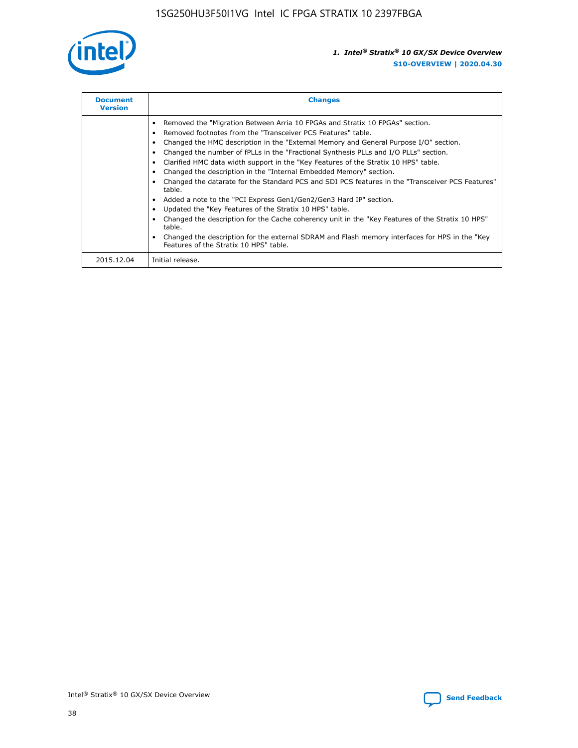| Document Version | Changes |
| --- | --- |
| | • Removed the "Migration Between Arria 10 FPGAs and Stratix 10 FPGAs" section.<br>• Removed footnotes from the "Transceiver PCS Features" table.<br>• Changed the HMC description in the "External Memory and General Purpose I/O" section.<br>• Changed the number of fPLLs in the "Fractional Synthesis PLLs and I/O PLLs" section.<br>• Clarified HMC data width support in the "Key Features of the Stratix 10 HPS" table.<br>• Changed the description in the "Internal Embedded Memory" section.<br>• Changed the datarate for the Standard PCS and SDI PCS features in the "Transceiver PCS Features" table.<br>• Added a note to the "PCI Express Gen1/Gen2/Gen3 Hard IP" section.<br>• Updated the "Key Features of the Stratix 10 HPS" table.<br>• Changed the description for the Cache coherency unit in the "Key Features of the Stratix 10 HPS" table.<br>• Changed the description for the external SDRAM and Flash memory interfaces for HPS in the "Key Features of the Stratix 10 HPS" table. |
| 2015.12.04 | Initial release. |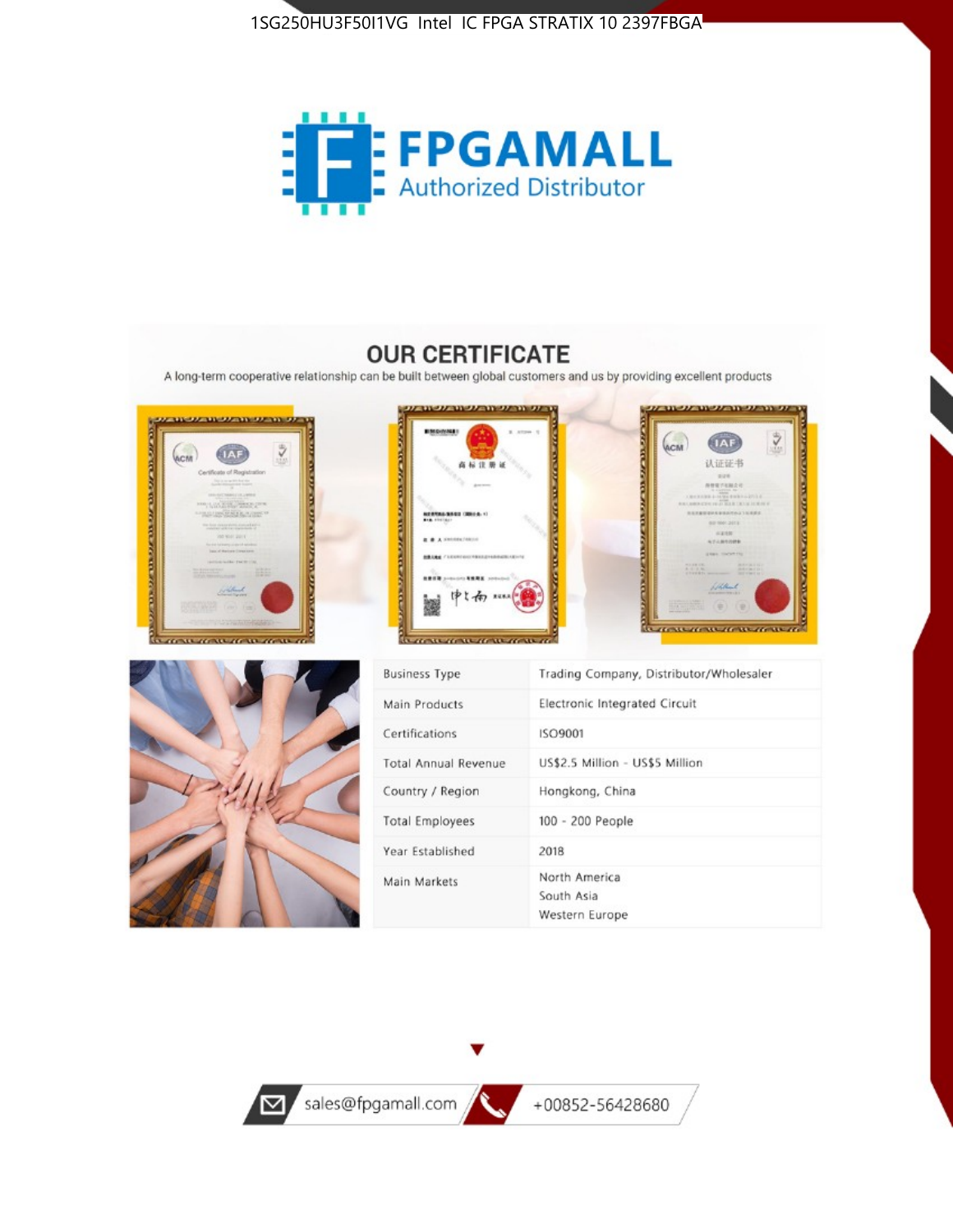FPGAMALL
Authorized Distributor

## OUR CERTIFICATE

A long-term cooperative relationship can be built between global customers and us by providing excellent products

| | |
|---|---|
| Business Type | Trading Company, Distributor/Wholesaler |
| Main Products | Electronic Integrated Circuit |
| Certifications | ISO9001 |
| Total Annual Revenue | US$2.5 Million - US$5 Million |
| Country / Region | Hongkong, China |
| Total Employees | 100 - 200 People |
| Year Established | 2018 |
| Main Markets | North America<br>South Asia<br>Western Europe |

sales@fpgamall.com

+00852-56428680